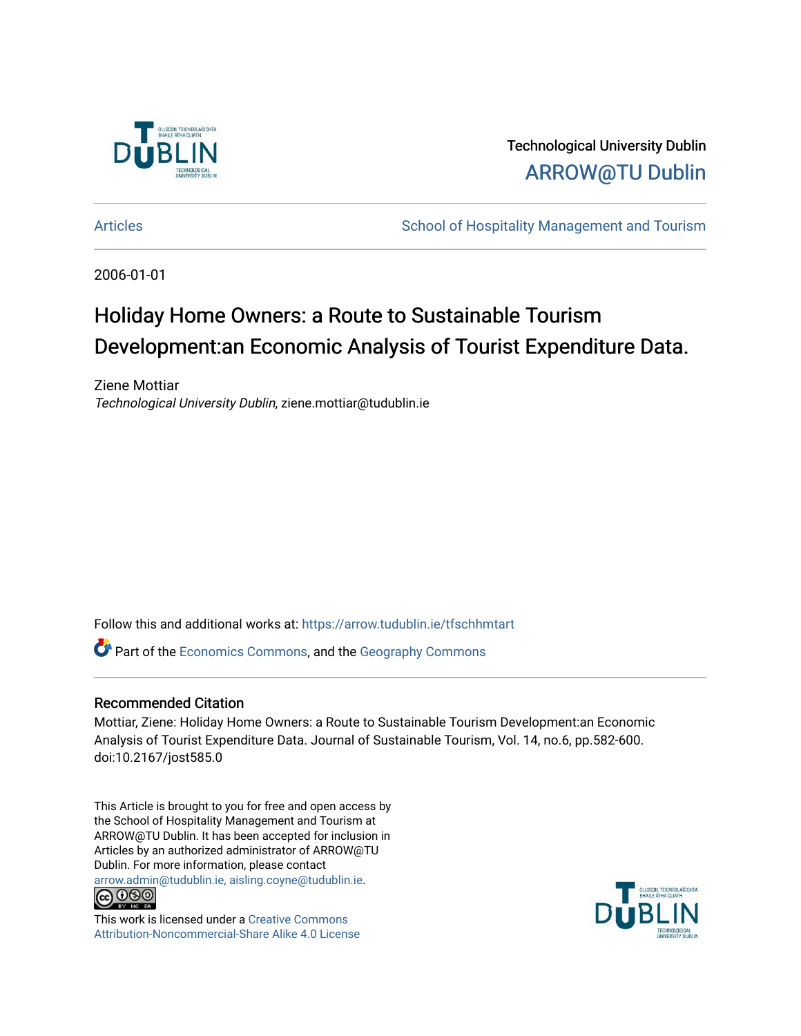Technological University Dublin

ARROW@TU Dublin

Articles | School of Hospitality Management and Tourism

2006-01-01

# Holiday Home Owners: a Route to Sustainable Tourism Development:an Economic Analysis of Tourist Expenditure Data.

Ziene Mottiar
*Technological University Dublin*, ziene.mottiar@tudublin.ie

Follow this and additional works at: https://arrow.tudublin.ie/tfschhmtart

Part of the Economics Commons, and the Geography Commons

## Recommended Citation

Mottiar, Ziene: Holiday Home Owners: a Route to Sustainable Tourism Development:an Economic Analysis of Tourist Expenditure Data. Journal of Sustainable Tourism, Vol. 14, no.6, pp.582-600. doi:10.2167/jost585.0

This Article is brought to you for free and open access by the School of Hospitality Management and Tourism at ARROW@TU Dublin. It has been accepted for inclusion in Articles by an authorized administrator of ARROW@TU Dublin. For more information, please contact arrow.admin@tudublin.ie, aisling.coyne@tudublin.ie.

This work is licensed under a Creative Commons Attribution-Noncommercial-Share Alike 4.0 License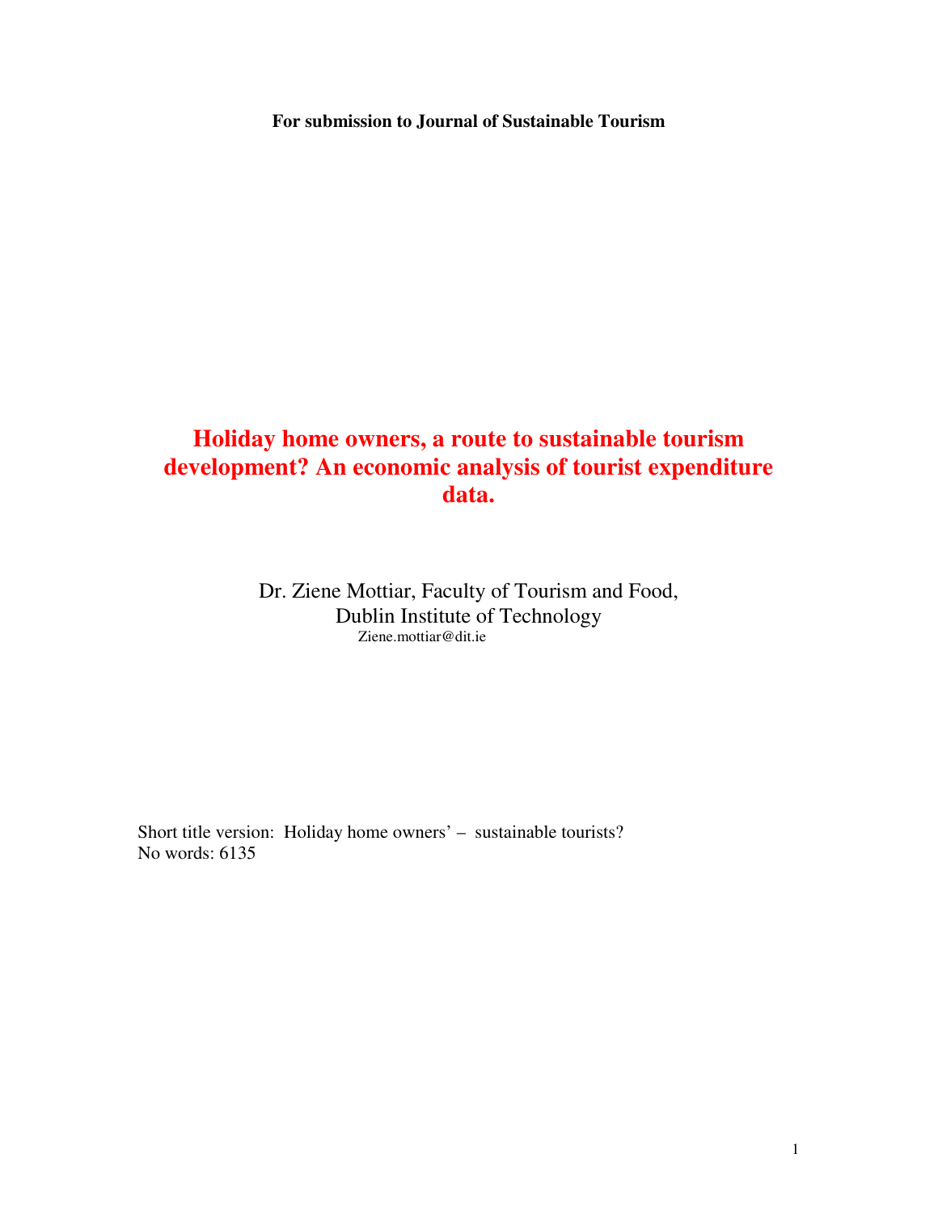**For submission to Journal of Sustainable Tourism**

# Holiday home owners, a route to sustainable tourism development? An economic analysis of tourist expenditure data.

Dr. Ziene Mottiar, Faculty of Tourism and Food,
Dublin Institute of Technology
Ziene.mottiar@dit.ie

Short title version: Holiday home owners' – sustainable tourists?
No words: 6135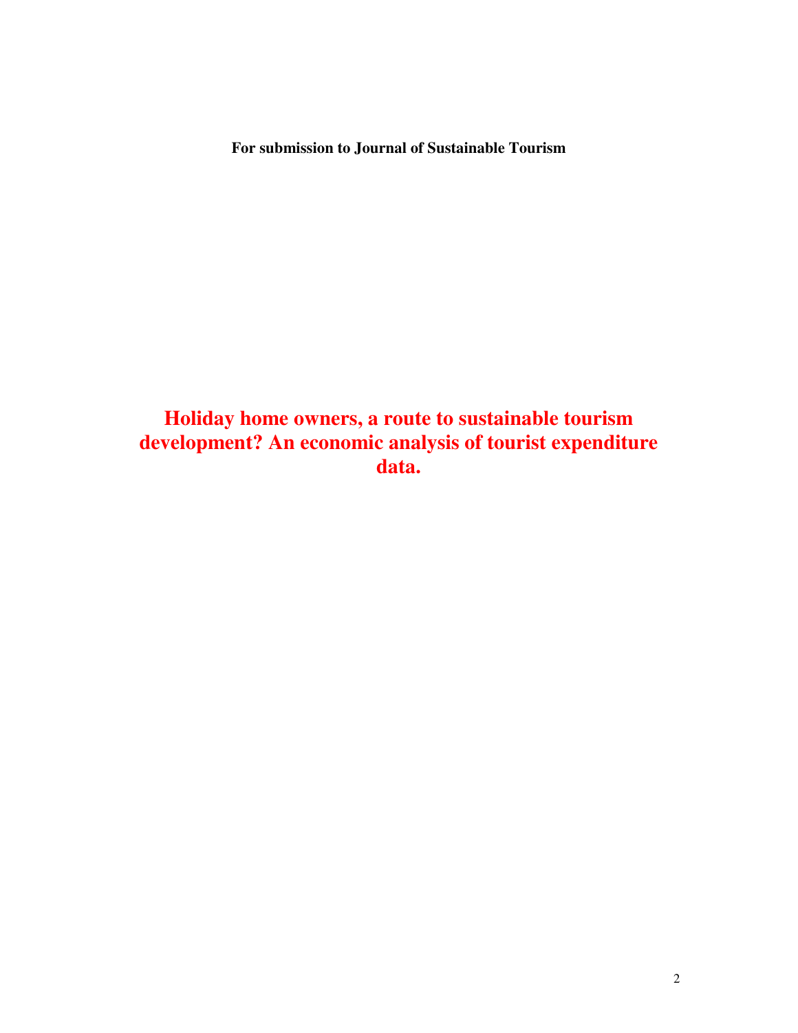**For submission to Journal of Sustainable Tourism**

# Holiday home owners, a route to sustainable tourism development? An economic analysis of tourist expenditure data.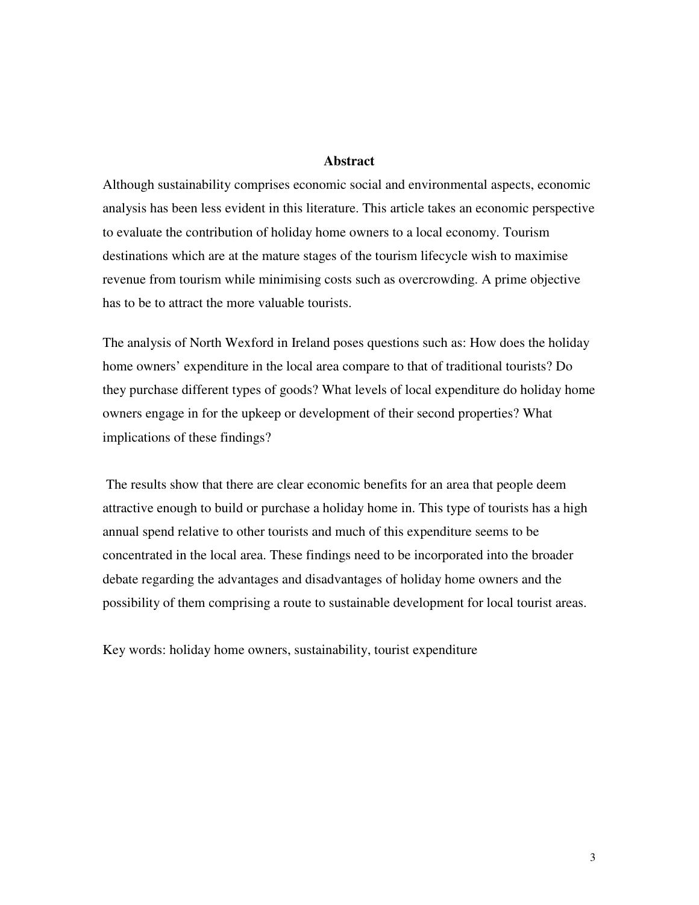## Abstract

Although sustainability comprises economic social and environmental aspects, economic analysis has been less evident in this literature. This article takes an economic perspective to evaluate the contribution of holiday home owners to a local economy. Tourism destinations which are at the mature stages of the tourism lifecycle wish to maximise revenue from tourism while minimising costs such as overcrowding. A prime objective has to be to attract the more valuable tourists.

The analysis of North Wexford in Ireland poses questions such as: How does the holiday home owners' expenditure in the local area compare to that of traditional tourists? Do they purchase different types of goods? What levels of local expenditure do holiday home owners engage in for the upkeep or development of their second properties? What implications of these findings?

The results show that there are clear economic benefits for an area that people deem attractive enough to build or purchase a holiday home in. This type of tourists has a high annual spend relative to other tourists and much of this expenditure seems to be concentrated in the local area. These findings need to be incorporated into the broader debate regarding the advantages and disadvantages of holiday home owners and the possibility of them comprising a route to sustainable development for local tourist areas.

Key words: holiday home owners, sustainability, tourist expenditure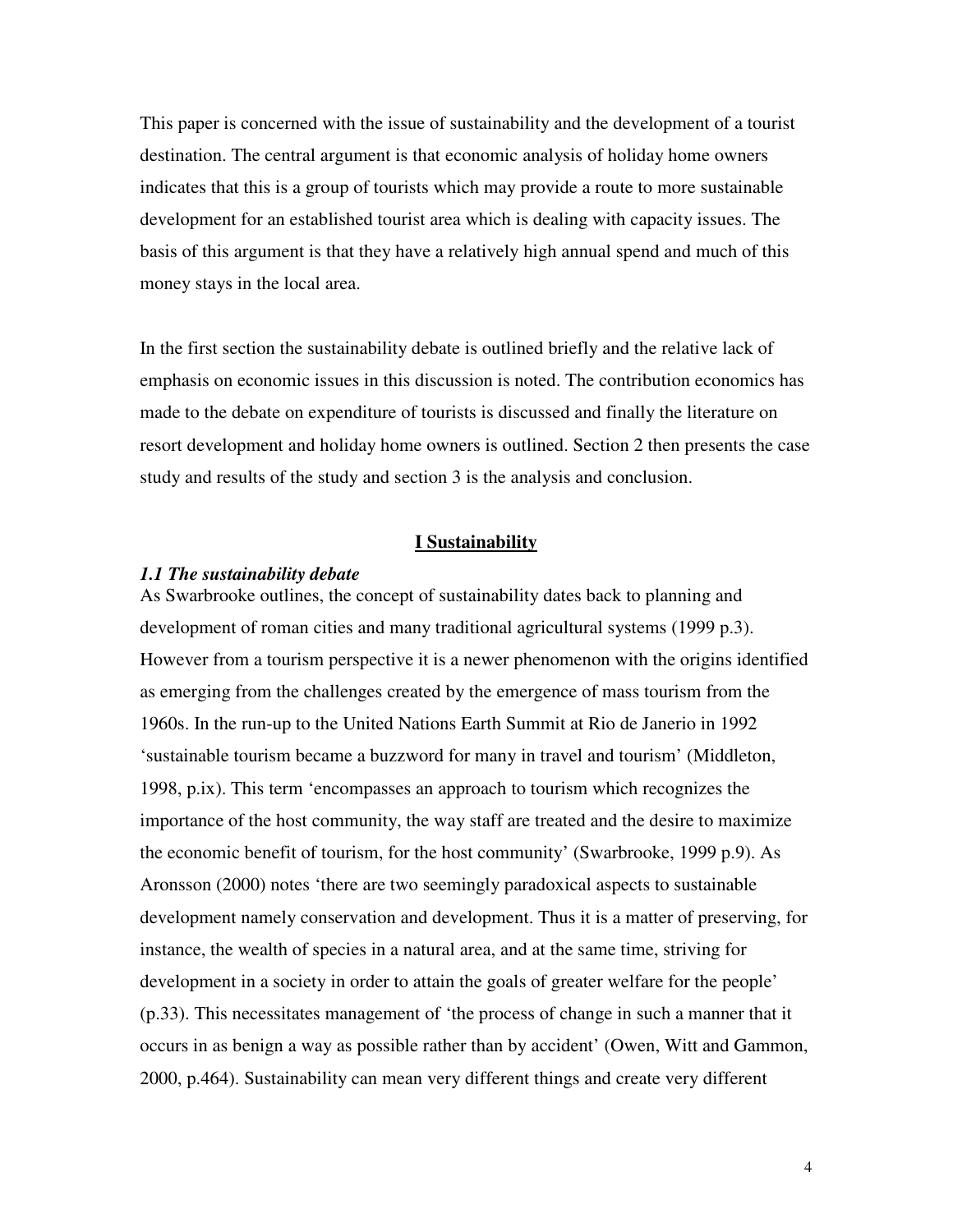This paper is concerned with the issue of sustainability and the development of a tourist destination. The central argument is that economic analysis of holiday home owners indicates that this is a group of tourists which may provide a route to more sustainable development for an established tourist area which is dealing with capacity issues. The basis of this argument is that they have a relatively high annual spend and much of this money stays in the local area.

In the first section the sustainability debate is outlined briefly and the relative lack of emphasis on economic issues in this discussion is noted. The contribution economics has made to the debate on expenditure of tourists is discussed and finally the literature on resort development and holiday home owners is outlined. Section 2 then presents the case study and results of the study and section 3 is the analysis and conclusion.

## I Sustainability

### *1.1 The sustainability debate*

As Swarbrooke outlines, the concept of sustainability dates back to planning and development of roman cities and many traditional agricultural systems (1999 p.3). However from a tourism perspective it is a newer phenomenon with the origins identified as emerging from the challenges created by the emergence of mass tourism from the 1960s. In the run-up to the United Nations Earth Summit at Rio de Janerio in 1992 'sustainable tourism became a buzzword for many in travel and tourism' (Middleton, 1998, p.ix). This term 'encompasses an approach to tourism which recognizes the importance of the host community, the way staff are treated and the desire to maximize the economic benefit of tourism, for the host community' (Swarbrooke, 1999 p.9). As Aronsson (2000) notes 'there are two seemingly paradoxical aspects to sustainable development namely conservation and development. Thus it is a matter of preserving, for instance, the wealth of species in a natural area, and at the same time, striving for development in a society in order to attain the goals of greater welfare for the people' (p.33). This necessitates management of 'the process of change in such a manner that it occurs in as benign a way as possible rather than by accident' (Owen, Witt and Gammon, 2000, p.464). Sustainability can mean very different things and create very different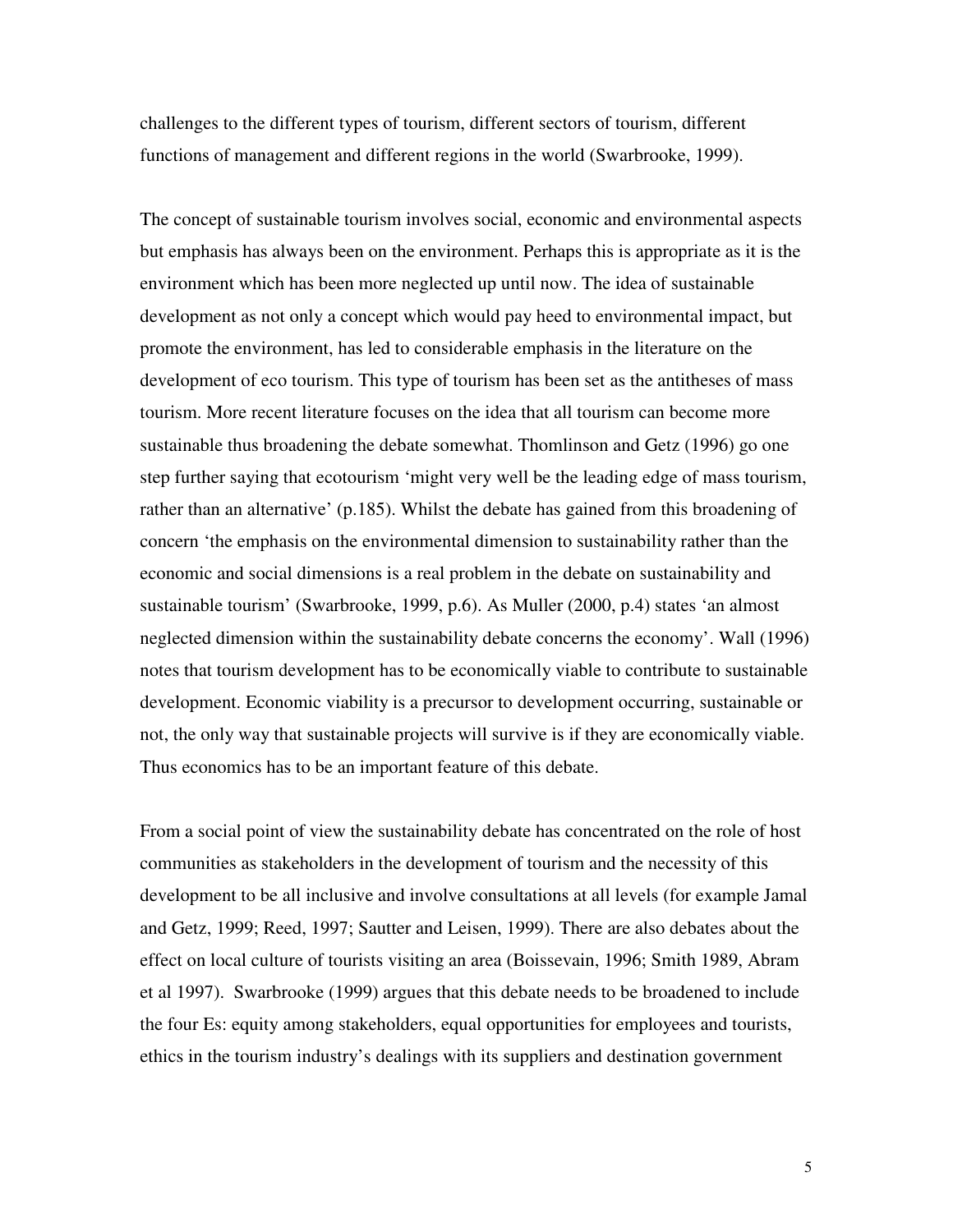challenges to the different types of tourism, different sectors of tourism, different functions of management and different regions in the world (Swarbrooke, 1999).

The concept of sustainable tourism involves social, economic and environmental aspects but emphasis has always been on the environment. Perhaps this is appropriate as it is the environment which has been more neglected up until now. The idea of sustainable development as not only a concept which would pay heed to environmental impact, but promote the environment, has led to considerable emphasis in the literature on the development of eco tourism. This type of tourism has been set as the antitheses of mass tourism. More recent literature focuses on the idea that all tourism can become more sustainable thus broadening the debate somewhat. Thomlinson and Getz (1996) go one step further saying that ecotourism 'might very well be the leading edge of mass tourism, rather than an alternative' (p.185). Whilst the debate has gained from this broadening of concern 'the emphasis on the environmental dimension to sustainability rather than the economic and social dimensions is a real problem in the debate on sustainability and sustainable tourism' (Swarbrooke, 1999, p.6). As Muller (2000, p.4) states 'an almost neglected dimension within the sustainability debate concerns the economy'. Wall (1996) notes that tourism development has to be economically viable to contribute to sustainable development. Economic viability is a precursor to development occurring, sustainable or not, the only way that sustainable projects will survive is if they are economically viable. Thus economics has to be an important feature of this debate.

From a social point of view the sustainability debate has concentrated on the role of host communities as stakeholders in the development of tourism and the necessity of this development to be all inclusive and involve consultations at all levels (for example Jamal and Getz, 1999; Reed, 1997; Sautter and Leisen, 1999). There are also debates about the effect on local culture of tourists visiting an area (Boissevain, 1996; Smith 1989, Abram et al 1997). Swarbrooke (1999) argues that this debate needs to be broadened to include the four Es: equity among stakeholders, equal opportunities for employees and tourists, ethics in the tourism industry's dealings with its suppliers and destination government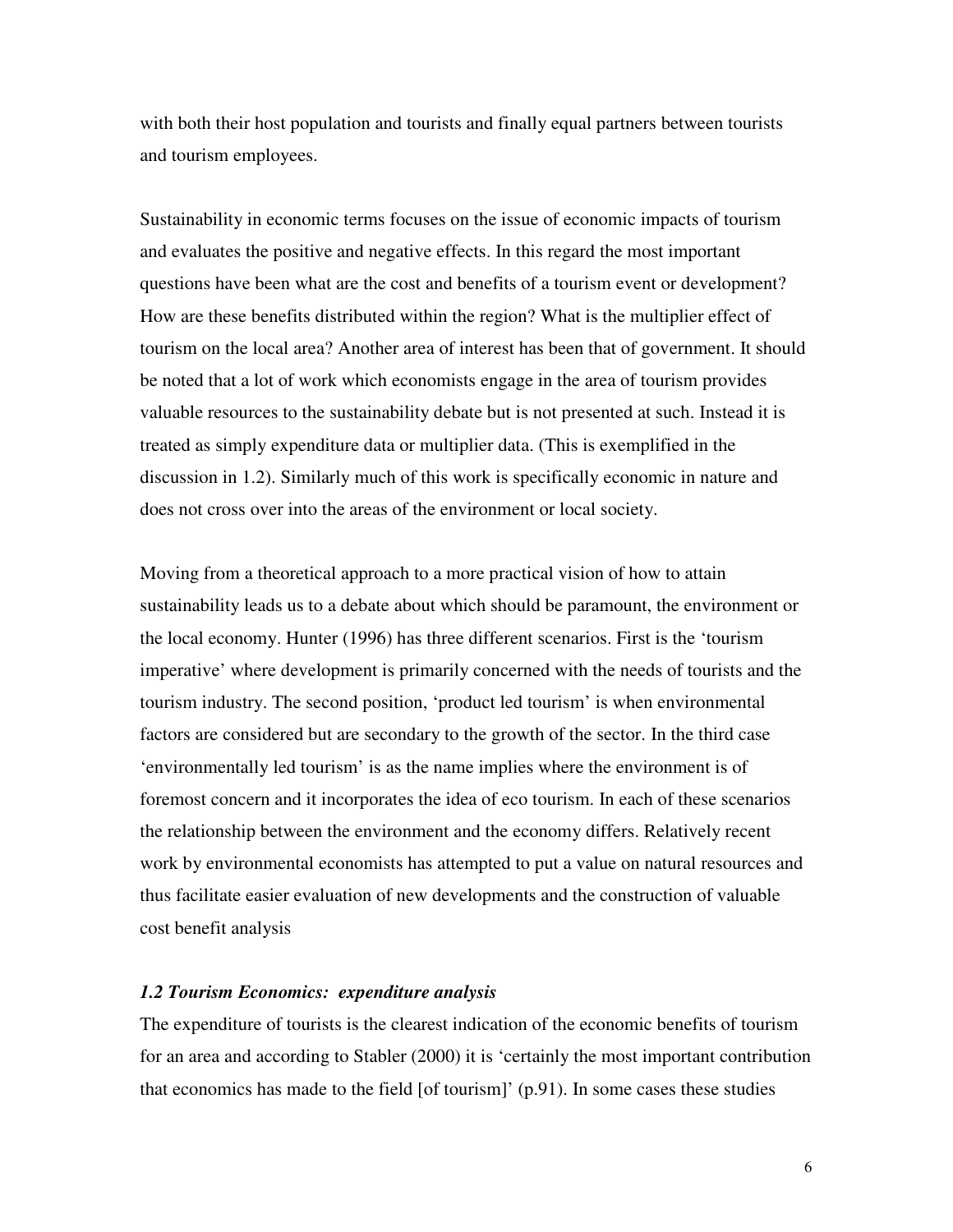with both their host population and tourists and finally equal partners between tourists and tourism employees.

Sustainability in economic terms focuses on the issue of economic impacts of tourism and evaluates the positive and negative effects. In this regard the most important questions have been what are the cost and benefits of a tourism event or development? How are these benefits distributed within the region? What is the multiplier effect of tourism on the local area? Another area of interest has been that of government. It should be noted that a lot of work which economists engage in the area of tourism provides valuable resources to the sustainability debate but is not presented at such. Instead it is treated as simply expenditure data or multiplier data. (This is exemplified in the discussion in 1.2). Similarly much of this work is specifically economic in nature and does not cross over into the areas of the environment or local society.

Moving from a theoretical approach to a more practical vision of how to attain sustainability leads us to a debate about which should be paramount, the environment or the local economy. Hunter (1996) has three different scenarios. First is the 'tourism imperative' where development is primarily concerned with the needs of tourists and the tourism industry. The second position, 'product led tourism' is when environmental factors are considered but are secondary to the growth of the sector. In the third case 'environmentally led tourism' is as the name implies where the environment is of foremost concern and it incorporates the idea of eco tourism. In each of these scenarios the relationship between the environment and the economy differs. Relatively recent work by environmental economists has attempted to put a value on natural resources and thus facilitate easier evaluation of new developments and the construction of valuable cost benefit analysis

### *1.2 Tourism Economics: expenditure analysis*

The expenditure of tourists is the clearest indication of the economic benefits of tourism for an area and according to Stabler (2000) it is 'certainly the most important contribution that economics has made to the field [of tourism]' (p.91). In some cases these studies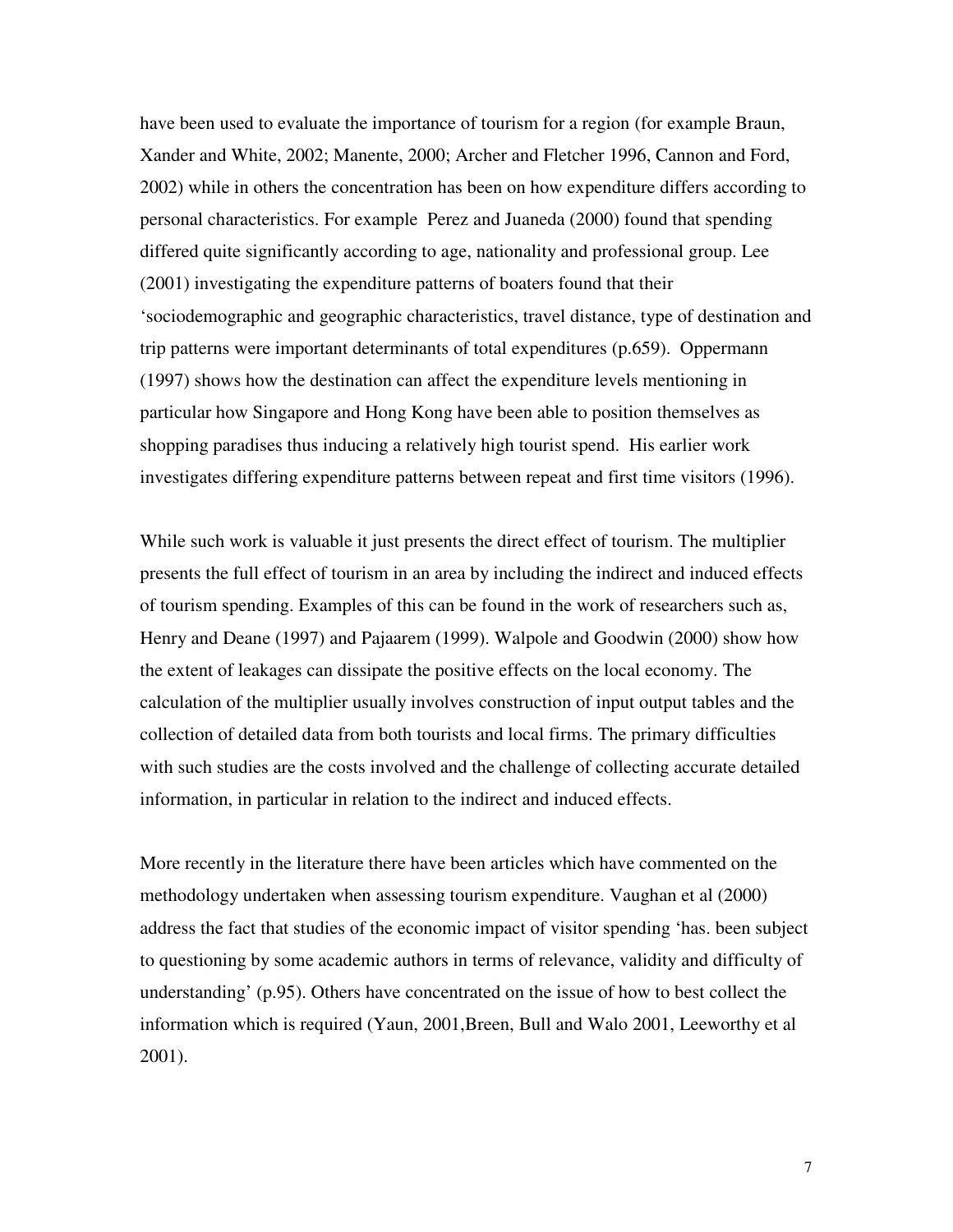have been used to evaluate the importance of tourism for a region (for example Braun, Xander and White, 2002; Manente, 2000; Archer and Fletcher 1996, Cannon and Ford, 2002) while in others the concentration has been on how expenditure differs according to personal characteristics. For example Perez and Juaneda (2000) found that spending differed quite significantly according to age, nationality and professional group. Lee (2001) investigating the expenditure patterns of boaters found that their 'sociodemographic and geographic characteristics, travel distance, type of destination and trip patterns were important determinants of total expenditures (p.659). Oppermann (1997) shows how the destination can affect the expenditure levels mentioning in particular how Singapore and Hong Kong have been able to position themselves as shopping paradises thus inducing a relatively high tourist spend. His earlier work investigates differing expenditure patterns between repeat and first time visitors (1996).

While such work is valuable it just presents the direct effect of tourism. The multiplier presents the full effect of tourism in an area by including the indirect and induced effects of tourism spending. Examples of this can be found in the work of researchers such as, Henry and Deane (1997) and Pajaarem (1999). Walpole and Goodwin (2000) show how the extent of leakages can dissipate the positive effects on the local economy. The calculation of the multiplier usually involves construction of input output tables and the collection of detailed data from both tourists and local firms. The primary difficulties with such studies are the costs involved and the challenge of collecting accurate detailed information, in particular in relation to the indirect and induced effects.

More recently in the literature there have been articles which have commented on the methodology undertaken when assessing tourism expenditure. Vaughan et al (2000) address the fact that studies of the economic impact of visitor spending 'has. been subject to questioning by some academic authors in terms of relevance, validity and difficulty of understanding' (p.95). Others have concentrated on the issue of how to best collect the information which is required (Yaun, 2001,Breen, Bull and Walo 2001, Leeworthy et al 2001).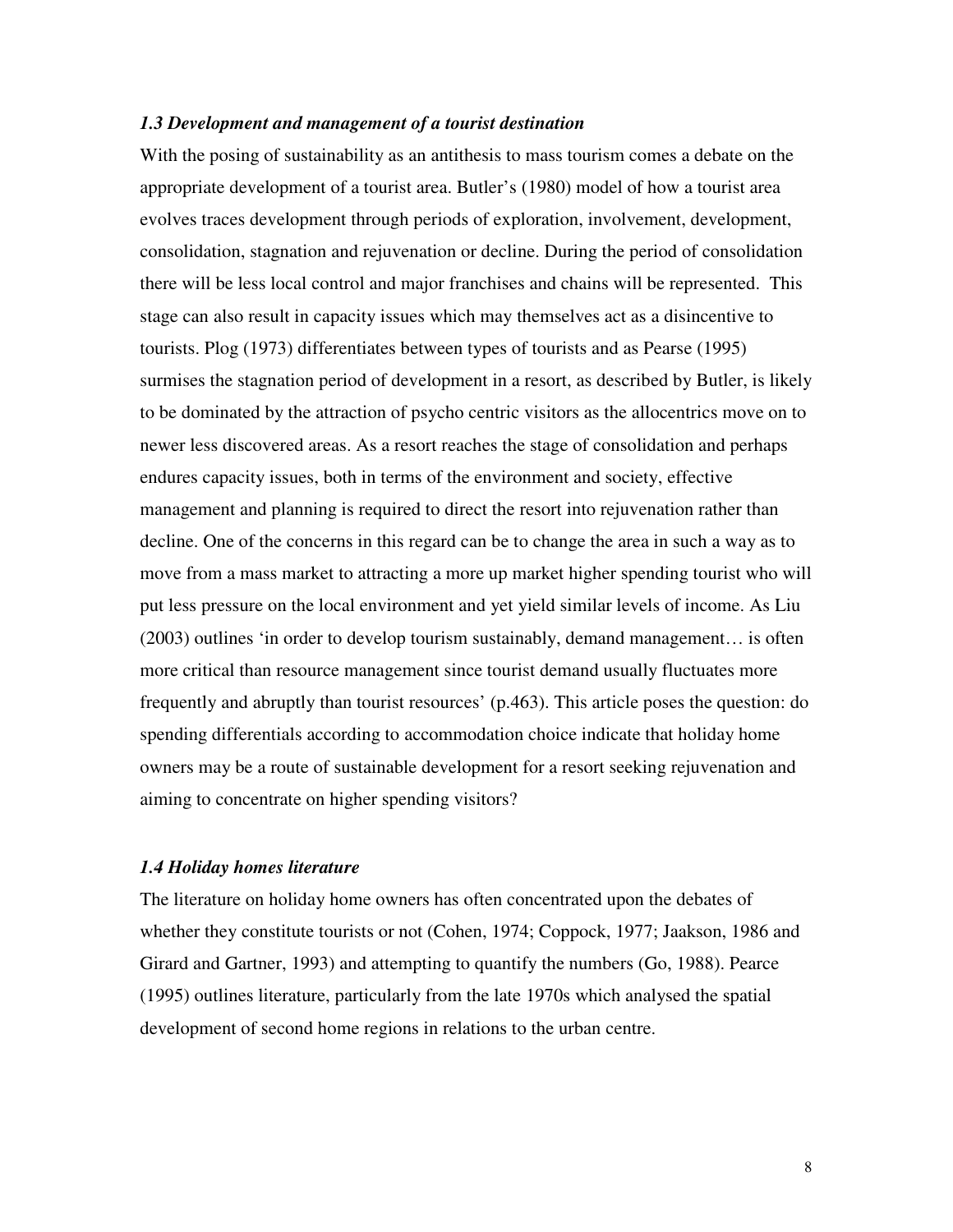### *1.3 Development and management of a tourist destination*

With the posing of sustainability as an antithesis to mass tourism comes a debate on the appropriate development of a tourist area. Butler's (1980) model of how a tourist area evolves traces development through periods of exploration, involvement, development, consolidation, stagnation and rejuvenation or decline. During the period of consolidation there will be less local control and major franchises and chains will be represented. This stage can also result in capacity issues which may themselves act as a disincentive to tourists. Plog (1973) differentiates between types of tourists and as Pearse (1995) surmises the stagnation period of development in a resort, as described by Butler, is likely to be dominated by the attraction of psycho centric visitors as the allocentrics move on to newer less discovered areas. As a resort reaches the stage of consolidation and perhaps endures capacity issues, both in terms of the environment and society, effective management and planning is required to direct the resort into rejuvenation rather than decline. One of the concerns in this regard can be to change the area in such a way as to move from a mass market to attracting a more up market higher spending tourist who will put less pressure on the local environment and yet yield similar levels of income. As Liu (2003) outlines 'in order to develop tourism sustainably, demand management… is often more critical than resource management since tourist demand usually fluctuates more frequently and abruptly than tourist resources' (p.463). This article poses the question: do spending differentials according to accommodation choice indicate that holiday home owners may be a route of sustainable development for a resort seeking rejuvenation and aiming to concentrate on higher spending visitors?

### *1.4 Holiday homes literature*

The literature on holiday home owners has often concentrated upon the debates of whether they constitute tourists or not (Cohen, 1974; Coppock, 1977; Jaakson, 1986 and Girard and Gartner, 1993) and attempting to quantify the numbers (Go, 1988). Pearce (1995) outlines literature, particularly from the late 1970s which analysed the spatial development of second home regions in relations to the urban centre.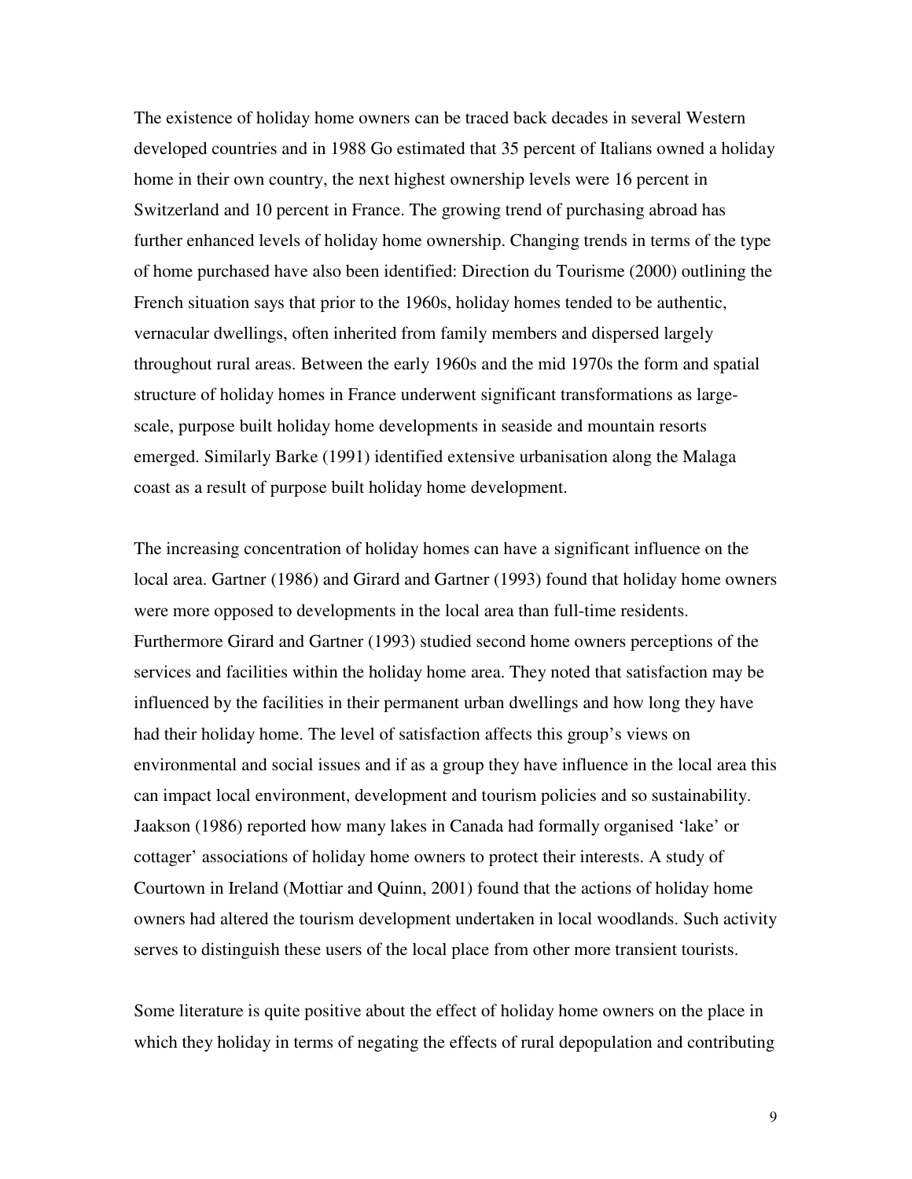The existence of holiday home owners can be traced back decades in several Western developed countries and in 1988 Go estimated that 35 percent of Italians owned a holiday home in their own country, the next highest ownership levels were 16 percent in Switzerland and 10 percent in France. The growing trend of purchasing abroad has further enhanced levels of holiday home ownership. Changing trends in terms of the type of home purchased have also been identified: Direction du Tourisme (2000) outlining the French situation says that prior to the 1960s, holiday homes tended to be authentic, vernacular dwellings, often inherited from family members and dispersed largely throughout rural areas. Between the early 1960s and the mid 1970s the form and spatial structure of holiday homes in France underwent significant transformations as large-scale, purpose built holiday home developments in seaside and mountain resorts emerged. Similarly Barke (1991) identified extensive urbanisation along the Malaga coast as a result of purpose built holiday home development.

The increasing concentration of holiday homes can have a significant influence on the local area. Gartner (1986) and Girard and Gartner (1993) found that holiday home owners were more opposed to developments in the local area than full-time residents. Furthermore Girard and Gartner (1993) studied second home owners perceptions of the services and facilities within the holiday home area. They noted that satisfaction may be influenced by the facilities in their permanent urban dwellings and how long they have had their holiday home. The level of satisfaction affects this group's views on environmental and social issues and if as a group they have influence in the local area this can impact local environment, development and tourism policies and so sustainability. Jaakson (1986) reported how many lakes in Canada had formally organised 'lake' or cottager' associations of holiday home owners to protect their interests. A study of Courtown in Ireland (Mottiar and Quinn, 2001) found that the actions of holiday home owners had altered the tourism development undertaken in local woodlands. Such activity serves to distinguish these users of the local place from other more transient tourists.

Some literature is quite positive about the effect of holiday home owners on the place in which they holiday in terms of negating the effects of rural depopulation and contributing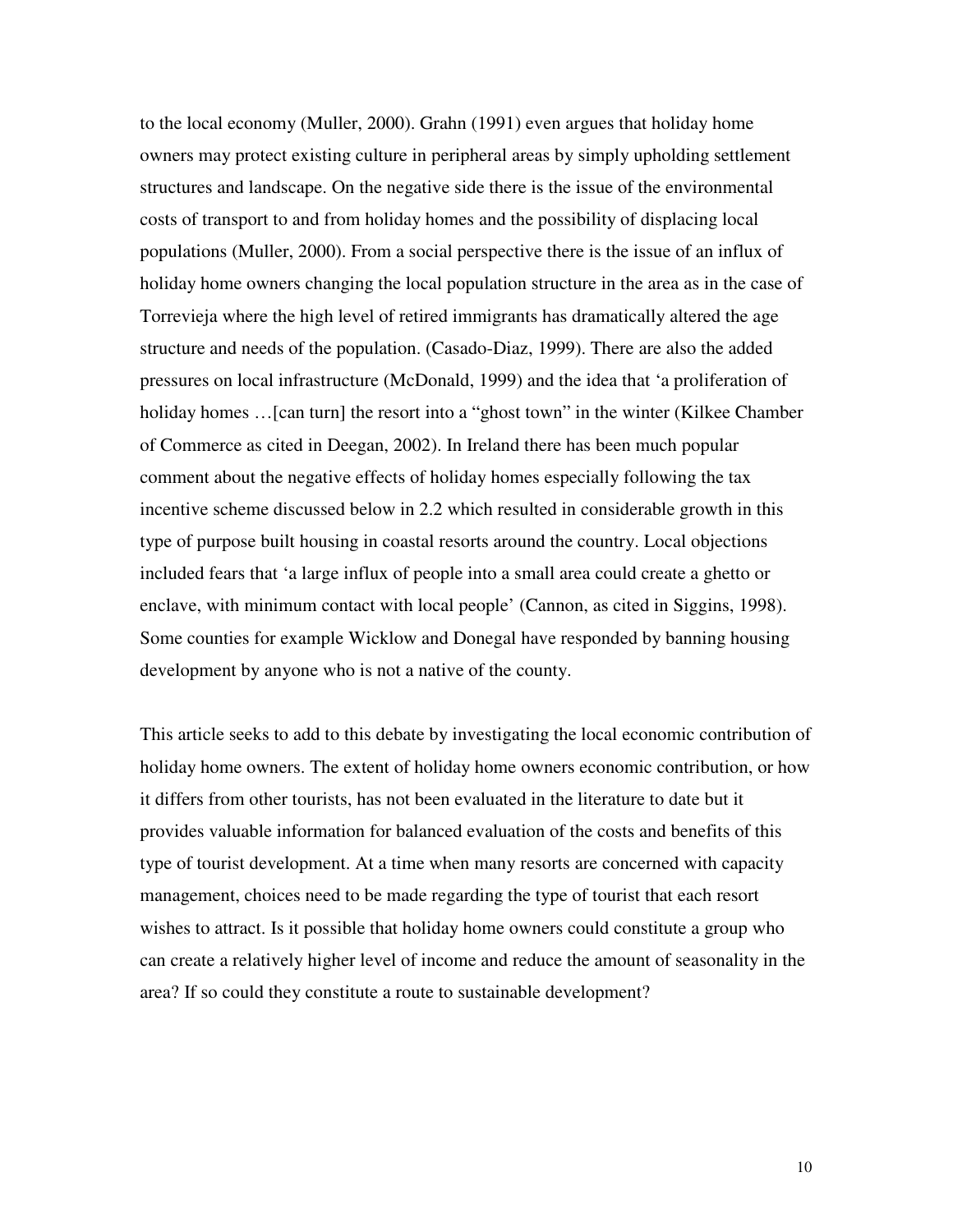to the local economy (Muller, 2000). Grahn (1991) even argues that holiday home owners may protect existing culture in peripheral areas by simply upholding settlement structures and landscape. On the negative side there is the issue of the environmental costs of transport to and from holiday homes and the possibility of displacing local populations (Muller, 2000). From a social perspective there is the issue of an influx of holiday home owners changing the local population structure in the area as in the case of Torrevieja where the high level of retired immigrants has dramatically altered the age structure and needs of the population. (Casado-Diaz, 1999). There are also the added pressures on local infrastructure (McDonald, 1999) and the idea that 'a proliferation of holiday homes …[can turn] the resort into a "ghost town" in the winter (Kilkee Chamber of Commerce as cited in Deegan, 2002). In Ireland there has been much popular comment about the negative effects of holiday homes especially following the tax incentive scheme discussed below in 2.2 which resulted in considerable growth in this type of purpose built housing in coastal resorts around the country. Local objections included fears that 'a large influx of people into a small area could create a ghetto or enclave, with minimum contact with local people' (Cannon, as cited in Siggins, 1998). Some counties for example Wicklow and Donegal have responded by banning housing development by anyone who is not a native of the county.

This article seeks to add to this debate by investigating the local economic contribution of holiday home owners. The extent of holiday home owners economic contribution, or how it differs from other tourists, has not been evaluated in the literature to date but it provides valuable information for balanced evaluation of the costs and benefits of this type of tourist development. At a time when many resorts are concerned with capacity management, choices need to be made regarding the type of tourist that each resort wishes to attract. Is it possible that holiday home owners could constitute a group who can create a relatively higher level of income and reduce the amount of seasonality in the area? If so could they constitute a route to sustainable development?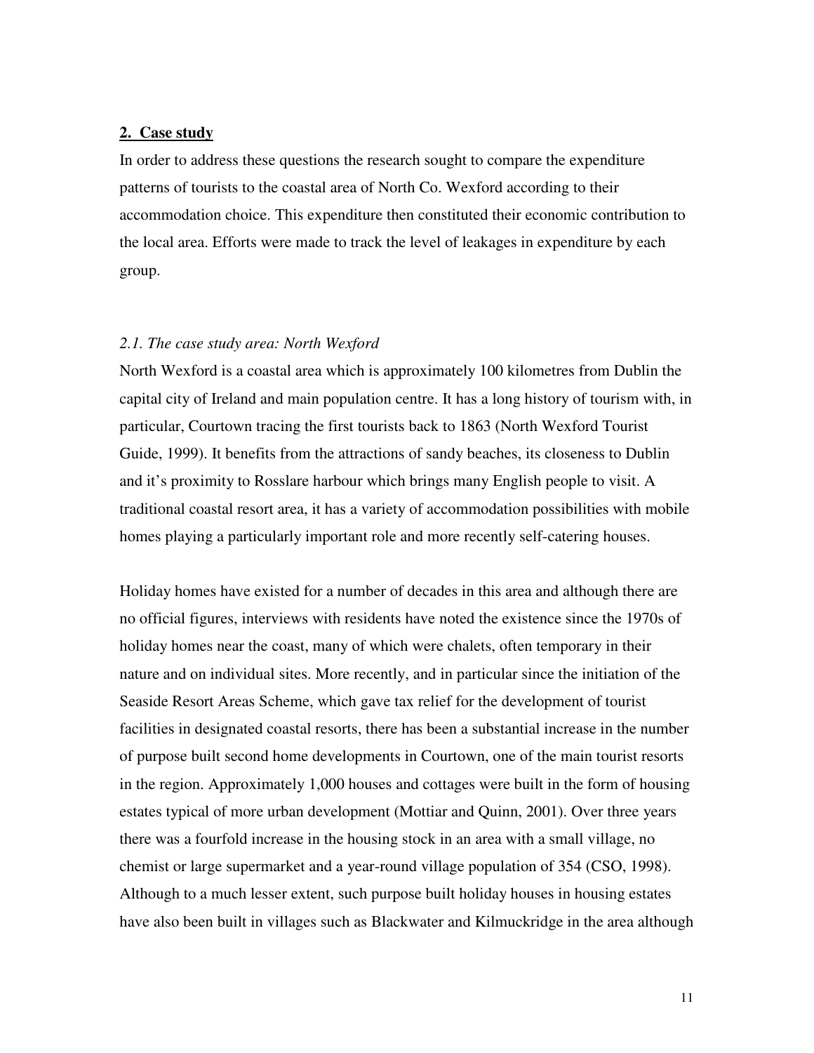## 2. Case study

In order to address these questions the research sought to compare the expenditure patterns of tourists to the coastal area of North Co. Wexford according to their accommodation choice. This expenditure then constituted their economic contribution to the local area. Efforts were made to track the level of leakages in expenditure by each group.

### *2.1. The case study area: North Wexford*

North Wexford is a coastal area which is approximately 100 kilometres from Dublin the capital city of Ireland and main population centre. It has a long history of tourism with, in particular, Courtown tracing the first tourists back to 1863 (North Wexford Tourist Guide, 1999). It benefits from the attractions of sandy beaches, its closeness to Dublin and it's proximity to Rosslare harbour which brings many English people to visit. A traditional coastal resort area, it has a variety of accommodation possibilities with mobile homes playing a particularly important role and more recently self-catering houses.

Holiday homes have existed for a number of decades in this area and although there are no official figures, interviews with residents have noted the existence since the 1970s of holiday homes near the coast, many of which were chalets, often temporary in their nature and on individual sites. More recently, and in particular since the initiation of the Seaside Resort Areas Scheme, which gave tax relief for the development of tourist facilities in designated coastal resorts, there has been a substantial increase in the number of purpose built second home developments in Courtown, one of the main tourist resorts in the region. Approximately 1,000 houses and cottages were built in the form of housing estates typical of more urban development (Mottiar and Quinn, 2001). Over three years there was a fourfold increase in the housing stock in an area with a small village, no chemist or large supermarket and a year-round village population of 354 (CSO, 1998). Although to a much lesser extent, such purpose built holiday houses in housing estates have also been built in villages such as Blackwater and Kilmuckridge in the area although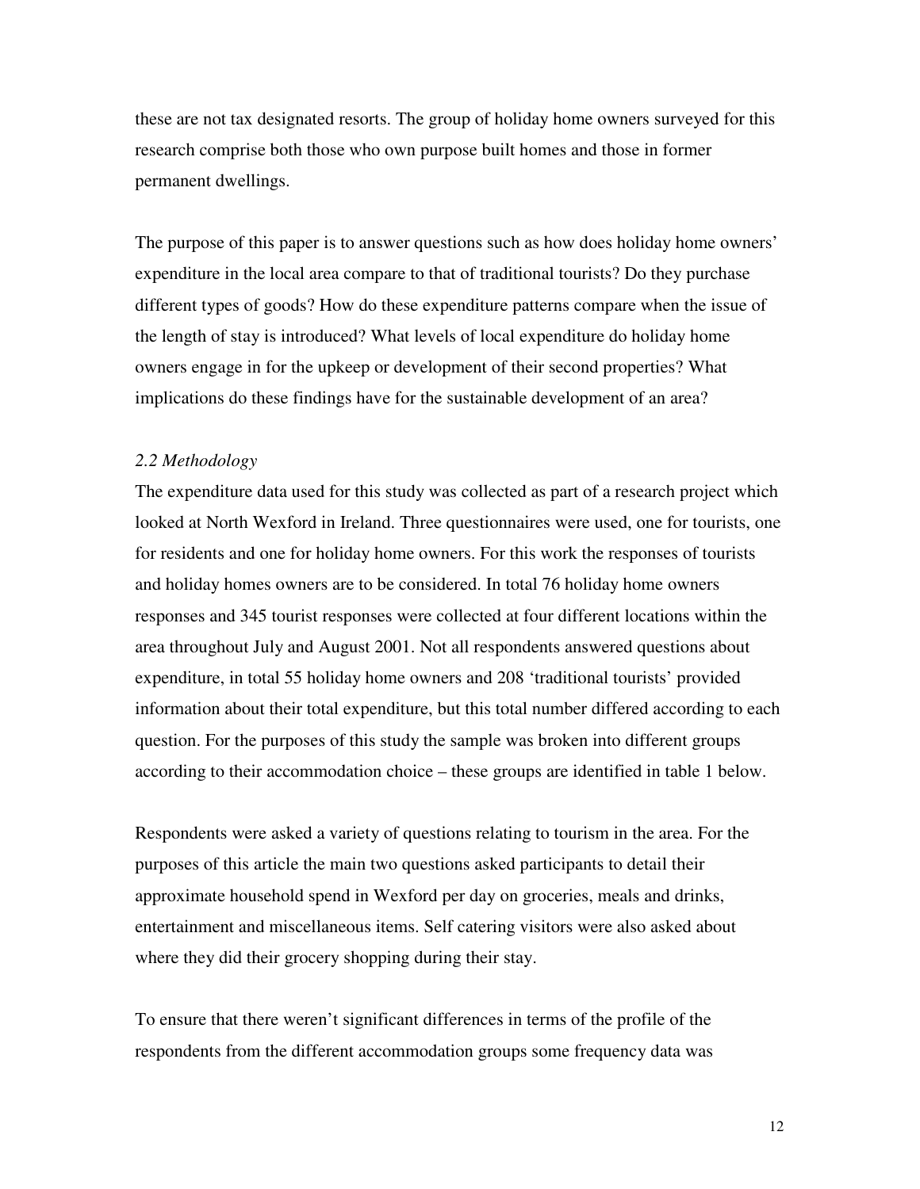these are not tax designated resorts. The group of holiday home owners surveyed for this research comprise both those who own purpose built homes and those in former permanent dwellings.

The purpose of this paper is to answer questions such as how does holiday home owners' expenditure in the local area compare to that of traditional tourists? Do they purchase different types of goods? How do these expenditure patterns compare when the issue of the length of stay is introduced? What levels of local expenditure do holiday home owners engage in for the upkeep or development of their second properties? What implications do these findings have for the sustainable development of an area?

### *2.2 Methodology*

The expenditure data used for this study was collected as part of a research project which looked at North Wexford in Ireland. Three questionnaires were used, one for tourists, one for residents and one for holiday home owners. For this work the responses of tourists and holiday homes owners are to be considered. In total 76 holiday home owners responses and 345 tourist responses were collected at four different locations within the area throughout July and August 2001. Not all respondents answered questions about expenditure, in total 55 holiday home owners and 208 'traditional tourists' provided information about their total expenditure, but this total number differed according to each question. For the purposes of this study the sample was broken into different groups according to their accommodation choice – these groups are identified in table 1 below.

Respondents were asked a variety of questions relating to tourism in the area. For the purposes of this article the main two questions asked participants to detail their approximate household spend in Wexford per day on groceries, meals and drinks, entertainment and miscellaneous items. Self catering visitors were also asked about where they did their grocery shopping during their stay.

To ensure that there weren't significant differences in terms of the profile of the respondents from the different accommodation groups some frequency data was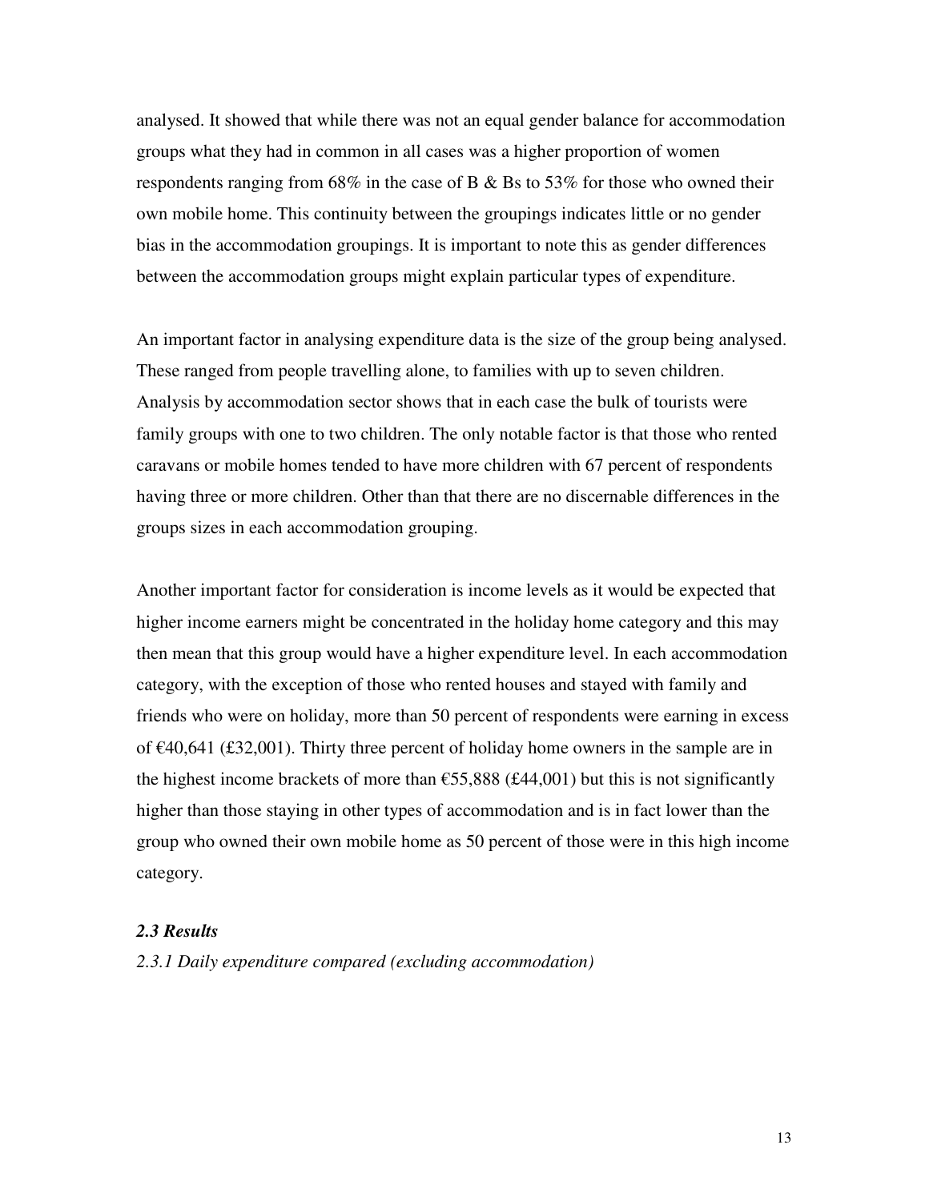analysed. It showed that while there was not an equal gender balance for accommodation groups what they had in common in all cases was a higher proportion of women respondents ranging from 68% in the case of B & Bs to 53% for those who owned their own mobile home. This continuity between the groupings indicates little or no gender bias in the accommodation groupings. It is important to note this as gender differences between the accommodation groups might explain particular types of expenditure.

An important factor in analysing expenditure data is the size of the group being analysed. These ranged from people travelling alone, to families with up to seven children. Analysis by accommodation sector shows that in each case the bulk of tourists were family groups with one to two children. The only notable factor is that those who rented caravans or mobile homes tended to have more children with 67 percent of respondents having three or more children. Other than that there are no discernable differences in the groups sizes in each accommodation grouping.

Another important factor for consideration is income levels as it would be expected that higher income earners might be concentrated in the holiday home category and this may then mean that this group would have a higher expenditure level. In each accommodation category, with the exception of those who rented houses and stayed with family and friends who were on holiday, more than 50 percent of respondents were earning in excess of €40,641 (£32,001). Thirty three percent of holiday home owners in the sample are in the highest income brackets of more than €55,888 (£44,001) but this is not significantly higher than those staying in other types of accommodation and is in fact lower than the group who owned their own mobile home as 50 percent of those were in this high income category.

### *2.3 Results*

#### *2.3.1 Daily expenditure compared (excluding accommodation)*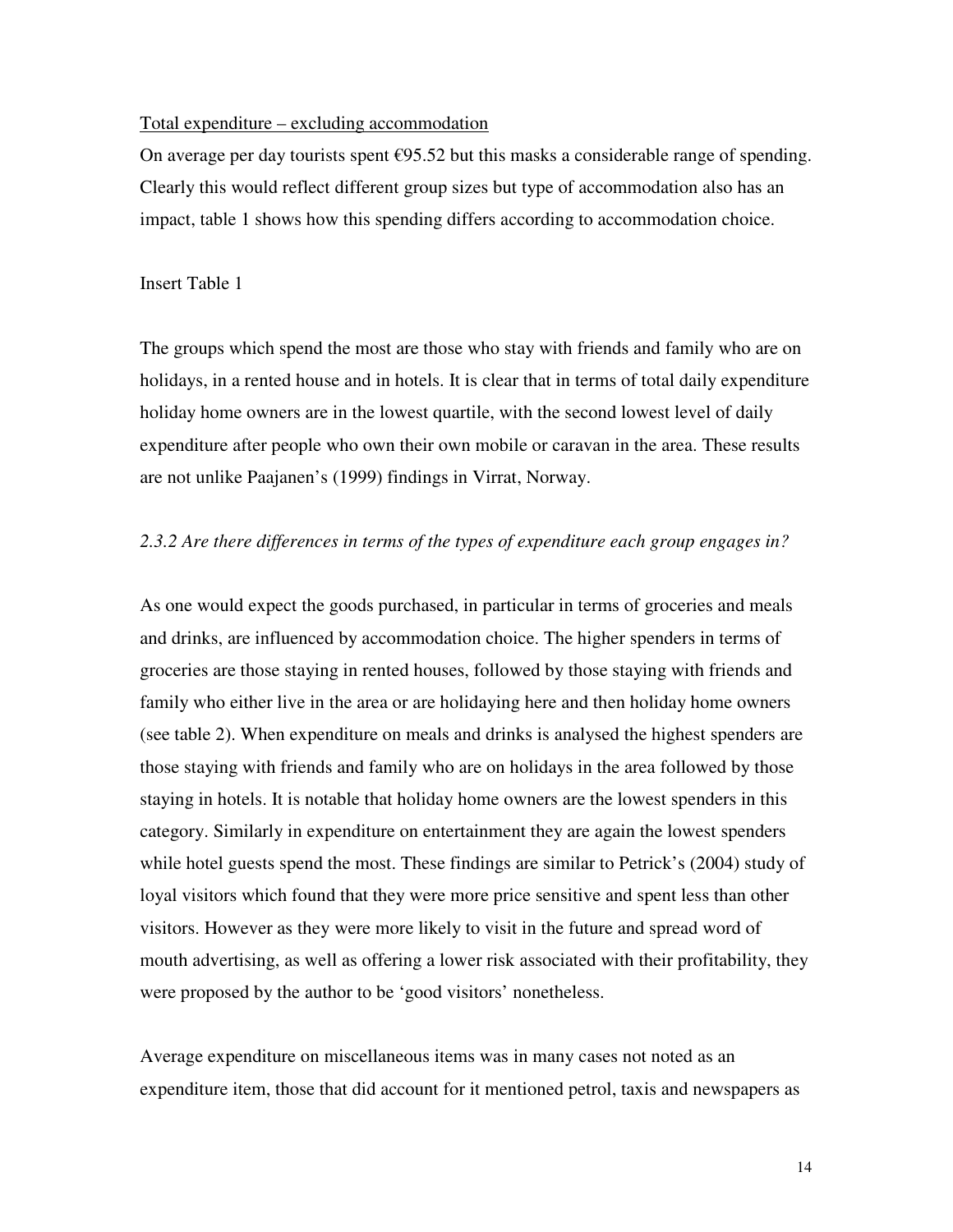Total expenditure – excluding accommodation

On average per day tourists spent €95.52 but this masks a considerable range of spending. Clearly this would reflect different group sizes but type of accommodation also has an impact, table 1 shows how this spending differs according to accommodation choice.

Insert Table 1

The groups which spend the most are those who stay with friends and family who are on holidays, in a rented house and in hotels. It is clear that in terms of total daily expenditure holiday home owners are in the lowest quartile, with the second lowest level of daily expenditure after people who own their own mobile or caravan in the area. These results are not unlike Paajanen's (1999) findings in Virrat, Norway.

### *2.3.2 Are there differences in terms of the types of expenditure each group engages in?*

As one would expect the goods purchased, in particular in terms of groceries and meals and drinks, are influenced by accommodation choice. The higher spenders in terms of groceries are those staying in rented houses, followed by those staying with friends and family who either live in the area or are holidaying here and then holiday home owners (see table 2). When expenditure on meals and drinks is analysed the highest spenders are those staying with friends and family who are on holidays in the area followed by those staying in hotels. It is notable that holiday home owners are the lowest spenders in this category. Similarly in expenditure on entertainment they are again the lowest spenders while hotel guests spend the most. These findings are similar to Petrick's (2004) study of loyal visitors which found that they were more price sensitive and spent less than other visitors. However as they were more likely to visit in the future and spread word of mouth advertising, as well as offering a lower risk associated with their profitability, they were proposed by the author to be 'good visitors' nonetheless.

Average expenditure on miscellaneous items was in many cases not noted as an expenditure item, those that did account for it mentioned petrol, taxis and newspapers as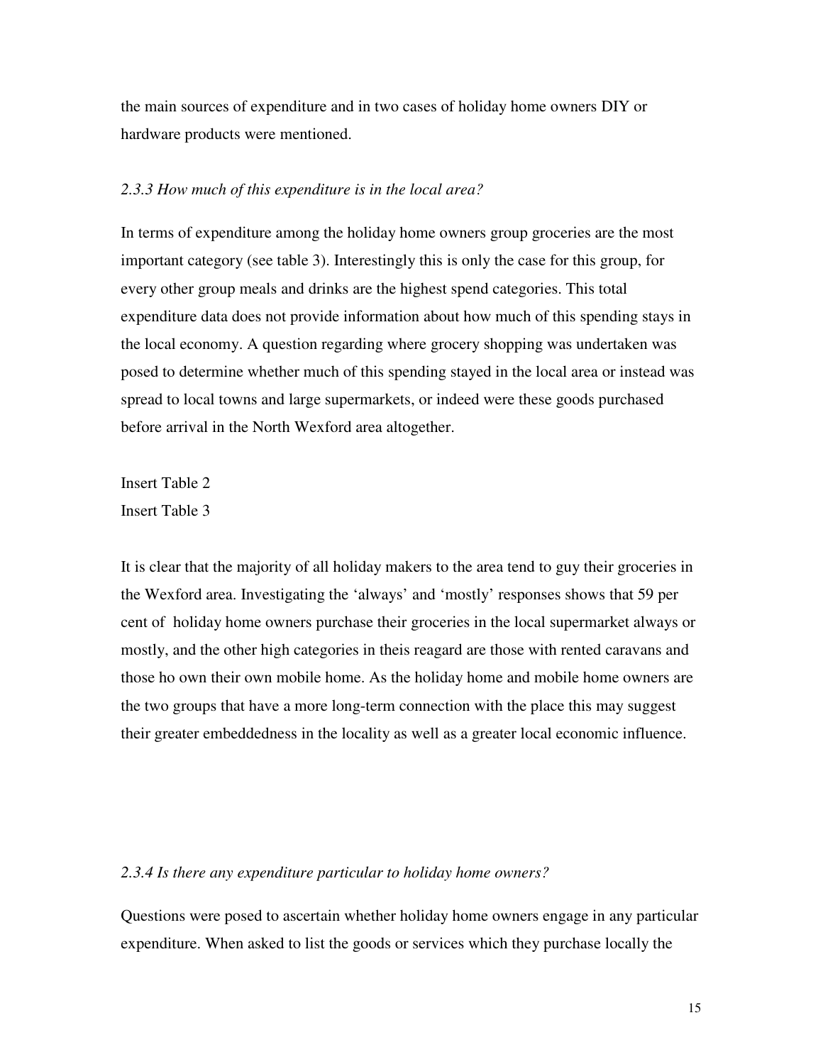the main sources of expenditure and in two cases of holiday home owners DIY or hardware products were mentioned.

### *2.3.3 How much of this expenditure is in the local area?*

In terms of expenditure among the holiday home owners group groceries are the most important category (see table 3). Interestingly this is only the case for this group, for every other group meals and drinks are the highest spend categories. This total expenditure data does not provide information about how much of this spending stays in the local economy. A question regarding where grocery shopping was undertaken was posed to determine whether much of this spending stayed in the local area or instead was spread to local towns and large supermarkets, or indeed were these goods purchased before arrival in the North Wexford area altogether.

Insert Table 2
Insert Table 3

It is clear that the majority of all holiday makers to the area tend to guy their groceries in the Wexford area. Investigating the 'always' and 'mostly' responses shows that 59 per cent of holiday home owners purchase their groceries in the local supermarket always or mostly, and the other high categories in theis reagard are those with rented caravans and those ho own their own mobile home. As the holiday home and mobile home owners are the two groups that have a more long-term connection with the place this may suggest their greater embeddedness in the locality as well as a greater local economic influence.

### *2.3.4 Is there any expenditure particular to holiday home owners?*

Questions were posed to ascertain whether holiday home owners engage in any particular expenditure. When asked to list the goods or services which they purchase locally the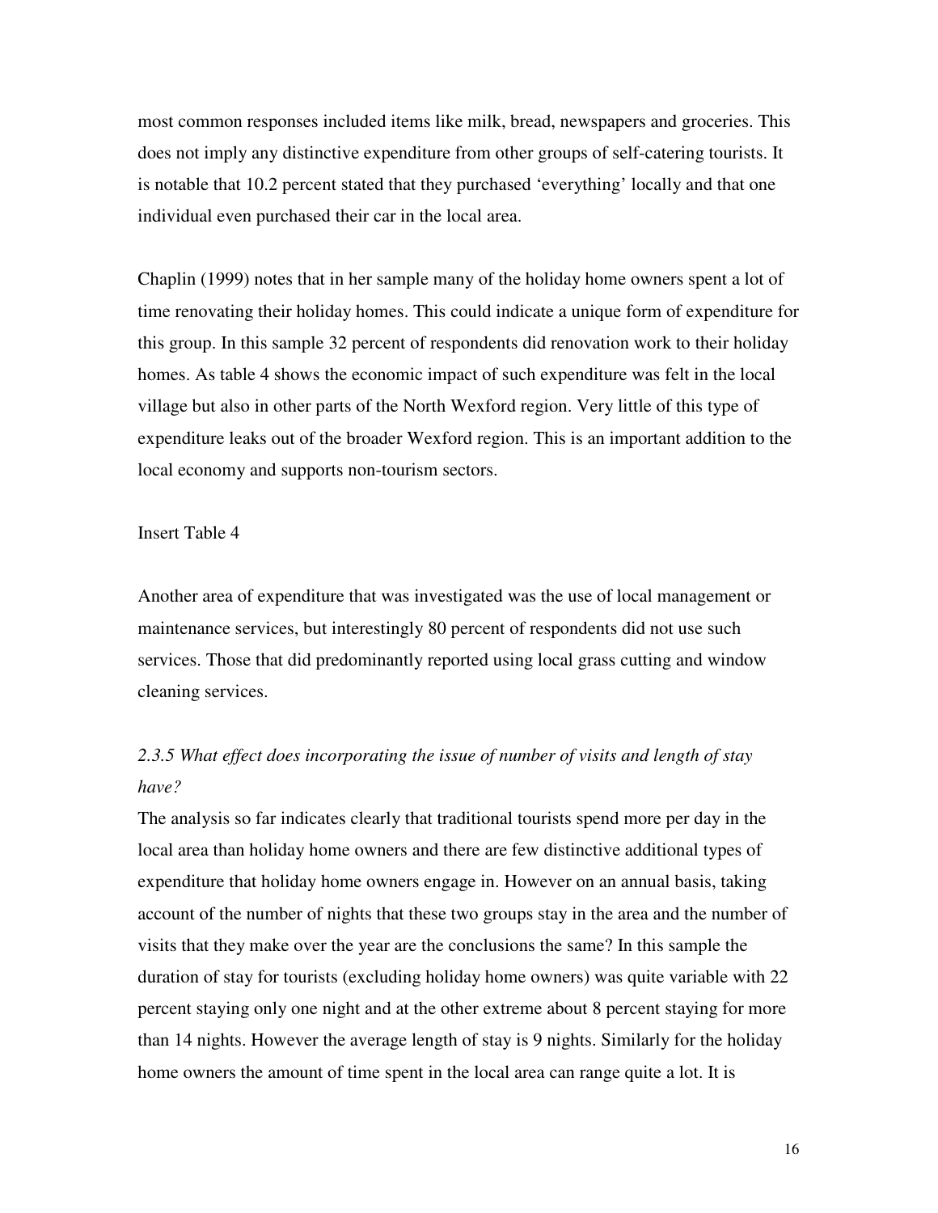most common responses included items like milk, bread, newspapers and groceries. This does not imply any distinctive expenditure from other groups of self-catering tourists. It is notable that 10.2 percent stated that they purchased 'everything' locally and that one individual even purchased their car in the local area.

Chaplin (1999) notes that in her sample many of the holiday home owners spent a lot of time renovating their holiday homes. This could indicate a unique form of expenditure for this group. In this sample 32 percent of respondents did renovation work to their holiday homes. As table 4 shows the economic impact of such expenditure was felt in the local village but also in other parts of the North Wexford region. Very little of this type of expenditure leaks out of the broader Wexford region. This is an important addition to the local economy and supports non-tourism sectors.

Insert Table 4

Another area of expenditure that was investigated was the use of local management or maintenance services, but interestingly 80 percent of respondents did not use such services. Those that did predominantly reported using local grass cutting and window cleaning services.

### *2.3.5 What effect does incorporating the issue of number of visits and length of stay have?*

The analysis so far indicates clearly that traditional tourists spend more per day in the local area than holiday home owners and there are few distinctive additional types of expenditure that holiday home owners engage in. However on an annual basis, taking account of the number of nights that these two groups stay in the area and the number of visits that they make over the year are the conclusions the same? In this sample the duration of stay for tourists (excluding holiday home owners) was quite variable with 22 percent staying only one night and at the other extreme about 8 percent staying for more than 14 nights. However the average length of stay is 9 nights. Similarly for the holiday home owners the amount of time spent in the local area can range quite a lot. It is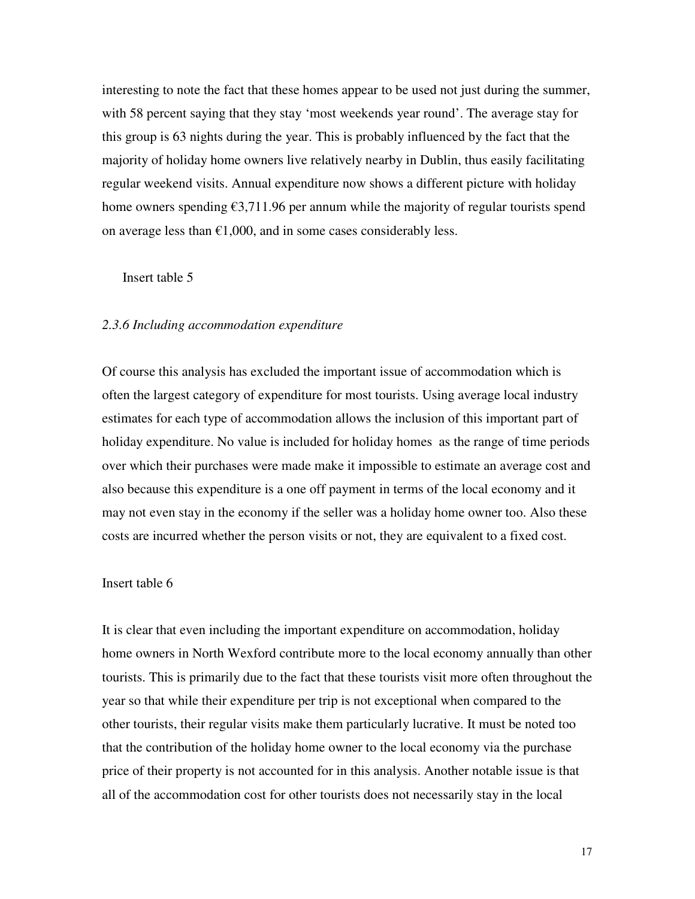interesting to note the fact that these homes appear to be used not just during the summer, with 58 percent saying that they stay 'most weekends year round'. The average stay for this group is 63 nights during the year. This is probably influenced by the fact that the majority of holiday home owners live relatively nearby in Dublin, thus easily facilitating regular weekend visits. Annual expenditure now shows a different picture with holiday home owners spending €3,711.96 per annum while the majority of regular tourists spend on average less than €1,000, and in some cases considerably less.

Insert table 5

### *2.3.6 Including accommodation expenditure*

Of course this analysis has excluded the important issue of accommodation which is often the largest category of expenditure for most tourists. Using average local industry estimates for each type of accommodation allows the inclusion of this important part of holiday expenditure. No value is included for holiday homes as the range of time periods over which their purchases were made make it impossible to estimate an average cost and also because this expenditure is a one off payment in terms of the local economy and it may not even stay in the economy if the seller was a holiday home owner too. Also these costs are incurred whether the person visits or not, they are equivalent to a fixed cost.

Insert table 6

It is clear that even including the important expenditure on accommodation, holiday home owners in North Wexford contribute more to the local economy annually than other tourists. This is primarily due to the fact that these tourists visit more often throughout the year so that while their expenditure per trip is not exceptional when compared to the other tourists, their regular visits make them particularly lucrative. It must be noted too that the contribution of the holiday home owner to the local economy via the purchase price of their property is not accounted for in this analysis. Another notable issue is that all of the accommodation cost for other tourists does not necessarily stay in the local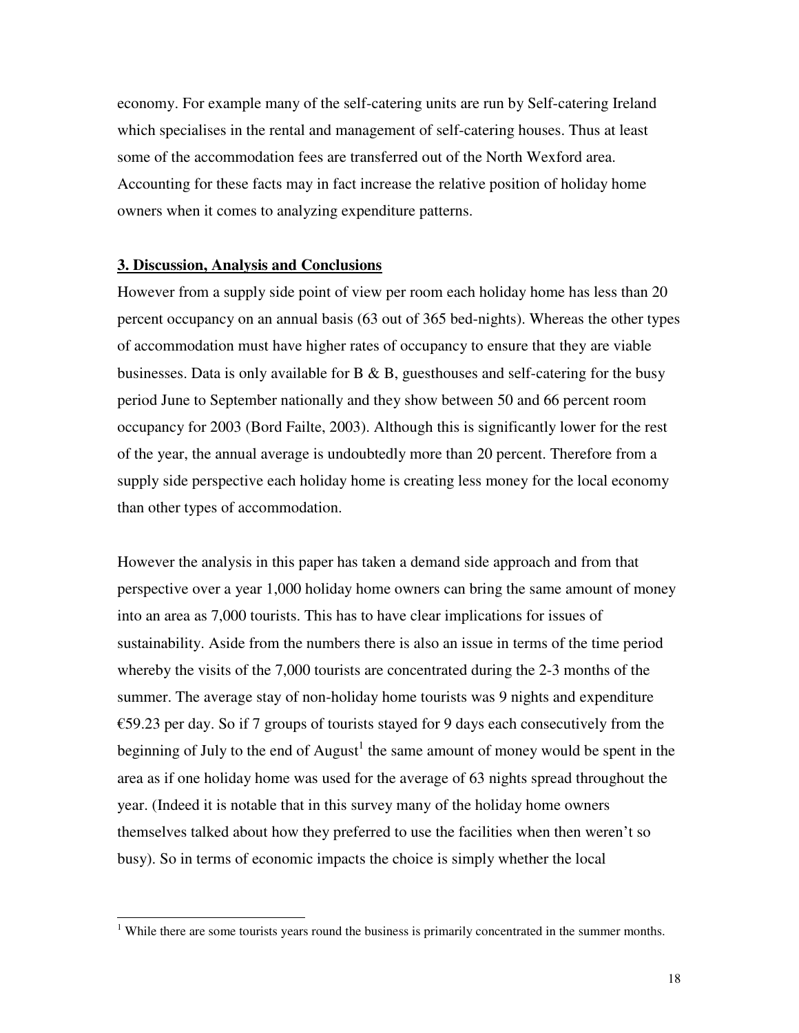economy. For example many of the self-catering units are run by Self-catering Ireland which specialises in the rental and management of self-catering houses. Thus at least some of the accommodation fees are transferred out of the North Wexford area. Accounting for these facts may in fact increase the relative position of holiday home owners when it comes to analyzing expenditure patterns.

## 3. Discussion, Analysis and Conclusions

However from a supply side point of view per room each holiday home has less than 20 percent occupancy on an annual basis (63 out of 365 bed-nights). Whereas the other types of accommodation must have higher rates of occupancy to ensure that they are viable businesses. Data is only available for B & B, guesthouses and self-catering for the busy period June to September nationally and they show between 50 and 66 percent room occupancy for 2003 (Bord Failte, 2003). Although this is significantly lower for the rest of the year, the annual average is undoubtedly more than 20 percent. Therefore from a supply side perspective each holiday home is creating less money for the local economy than other types of accommodation.

However the analysis in this paper has taken a demand side approach and from that perspective over a year 1,000 holiday home owners can bring the same amount of money into an area as 7,000 tourists. This has to have clear implications for issues of sustainability. Aside from the numbers there is also an issue in terms of the time period whereby the visits of the 7,000 tourists are concentrated during the 2-3 months of the summer. The average stay of non-holiday home tourists was 9 nights and expenditure €59.23 per day. So if 7 groups of tourists stayed for 9 days each consecutively from the beginning of July to the end of August[1] the same amount of money would be spent in the area as if one holiday home was used for the average of 63 nights spread throughout the year. (Indeed it is notable that in this survey many of the holiday home owners themselves talked about how they preferred to use the facilities when then weren't so busy). So in terms of economic impacts the choice is simply whether the local

[1] While there are some tourists years round the business is primarily concentrated in the summer months.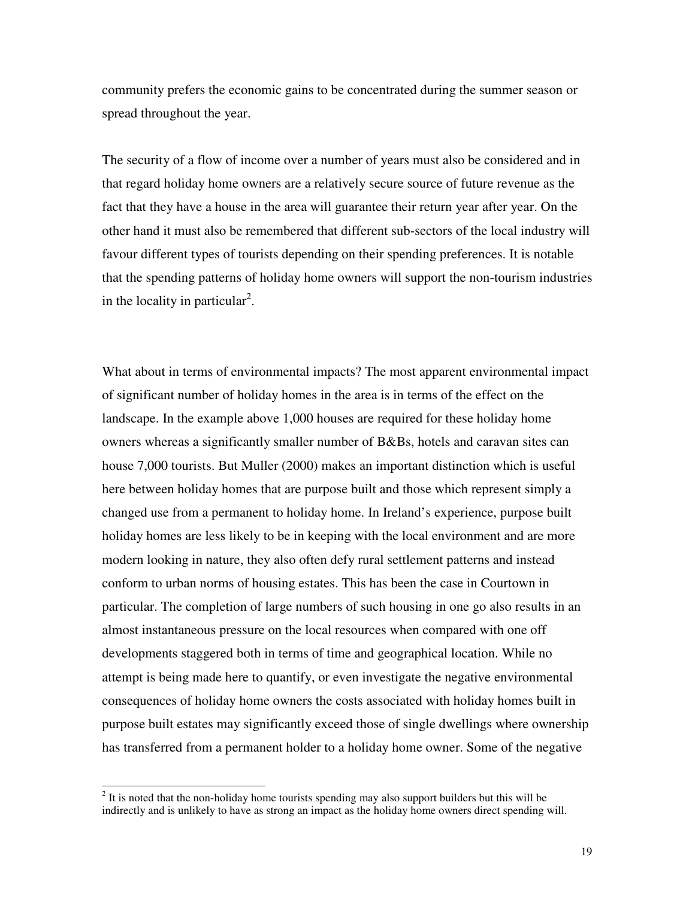community prefers the economic gains to be concentrated during the summer season or spread throughout the year.

The security of a flow of income over a number of years must also be considered and in that regard holiday home owners are a relatively secure source of future revenue as the fact that they have a house in the area will guarantee their return year after year. On the other hand it must also be remembered that different sub-sectors of the local industry will favour different types of tourists depending on their spending preferences. It is notable that the spending patterns of holiday home owners will support the non-tourism industries in the locality in particular[2].

What about in terms of environmental impacts? The most apparent environmental impact of significant number of holiday homes in the area is in terms of the effect on the landscape. In the example above 1,000 houses are required for these holiday home owners whereas a significantly smaller number of B&Bs, hotels and caravan sites can house 7,000 tourists. But Muller (2000) makes an important distinction which is useful here between holiday homes that are purpose built and those which represent simply a changed use from a permanent to holiday home. In Ireland's experience, purpose built holiday homes are less likely to be in keeping with the local environment and are more modern looking in nature, they also often defy rural settlement patterns and instead conform to urban norms of housing estates. This has been the case in Courtown in particular. The completion of large numbers of such housing in one go also results in an almost instantaneous pressure on the local resources when compared with one off developments staggered both in terms of time and geographical location. While no attempt is being made here to quantify, or even investigate the negative environmental consequences of holiday home owners the costs associated with holiday homes built in purpose built estates may significantly exceed those of single dwellings where ownership has transferred from a permanent holder to a holiday home owner. Some of the negative

[2] It is noted that the non-holiday home tourists spending may also support builders but this will be indirectly and is unlikely to have as strong an impact as the holiday home owners direct spending will.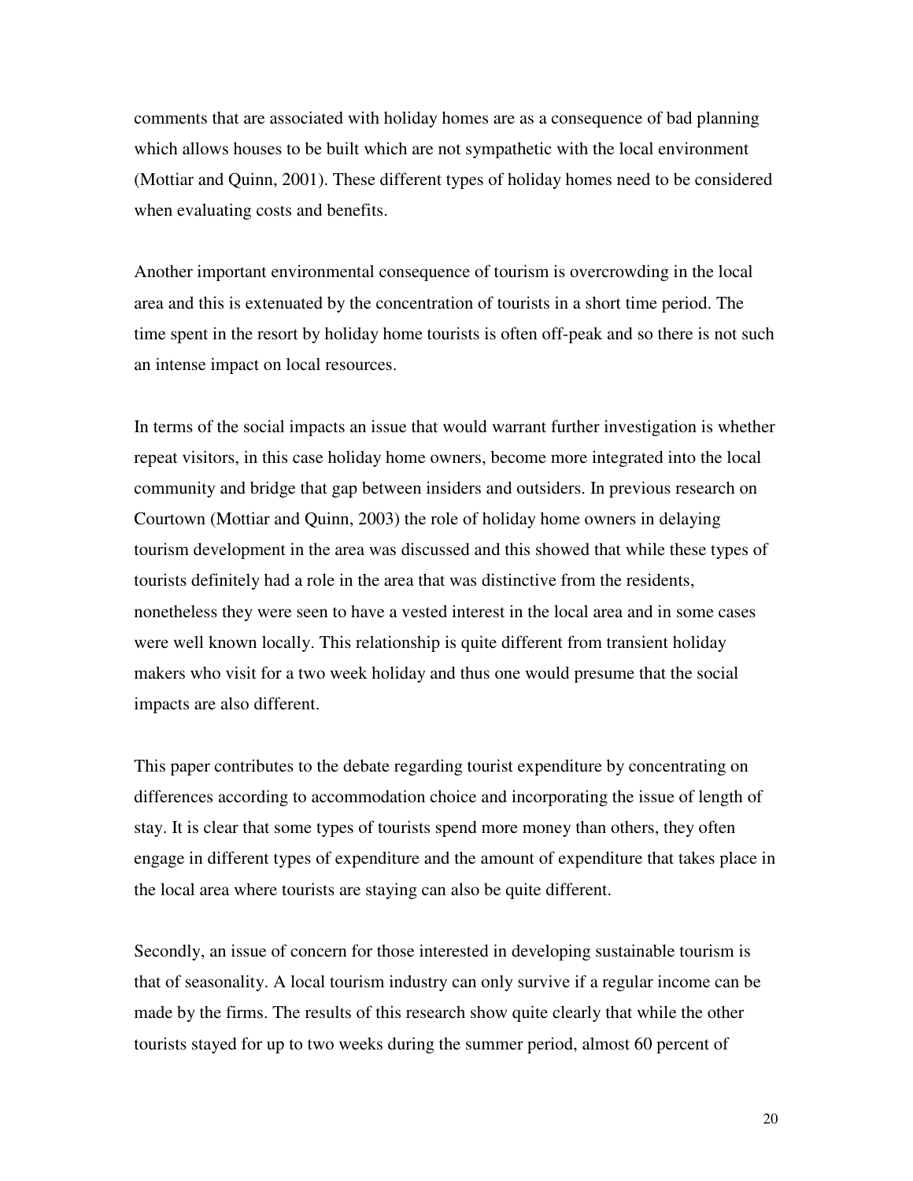comments that are associated with holiday homes are as a consequence of bad planning which allows houses to be built which are not sympathetic with the local environment (Mottiar and Quinn, 2001). These different types of holiday homes need to be considered when evaluating costs and benefits.

Another important environmental consequence of tourism is overcrowding in the local area and this is extenuated by the concentration of tourists in a short time period. The time spent in the resort by holiday home tourists is often off-peak and so there is not such an intense impact on local resources.

In terms of the social impacts an issue that would warrant further investigation is whether repeat visitors, in this case holiday home owners, become more integrated into the local community and bridge that gap between insiders and outsiders. In previous research on Courtown (Mottiar and Quinn, 2003) the role of holiday home owners in delaying tourism development in the area was discussed and this showed that while these types of tourists definitely had a role in the area that was distinctive from the residents, nonetheless they were seen to have a vested interest in the local area and in some cases were well known locally. This relationship is quite different from transient holiday makers who visit for a two week holiday and thus one would presume that the social impacts are also different.

This paper contributes to the debate regarding tourist expenditure by concentrating on differences according to accommodation choice and incorporating the issue of length of stay. It is clear that some types of tourists spend more money than others, they often engage in different types of expenditure and the amount of expenditure that takes place in the local area where tourists are staying can also be quite different.

Secondly, an issue of concern for those interested in developing sustainable tourism is that of seasonality. A local tourism industry can only survive if a regular income can be made by the firms. The results of this research show quite clearly that while the other tourists stayed for up to two weeks during the summer period, almost 60 percent of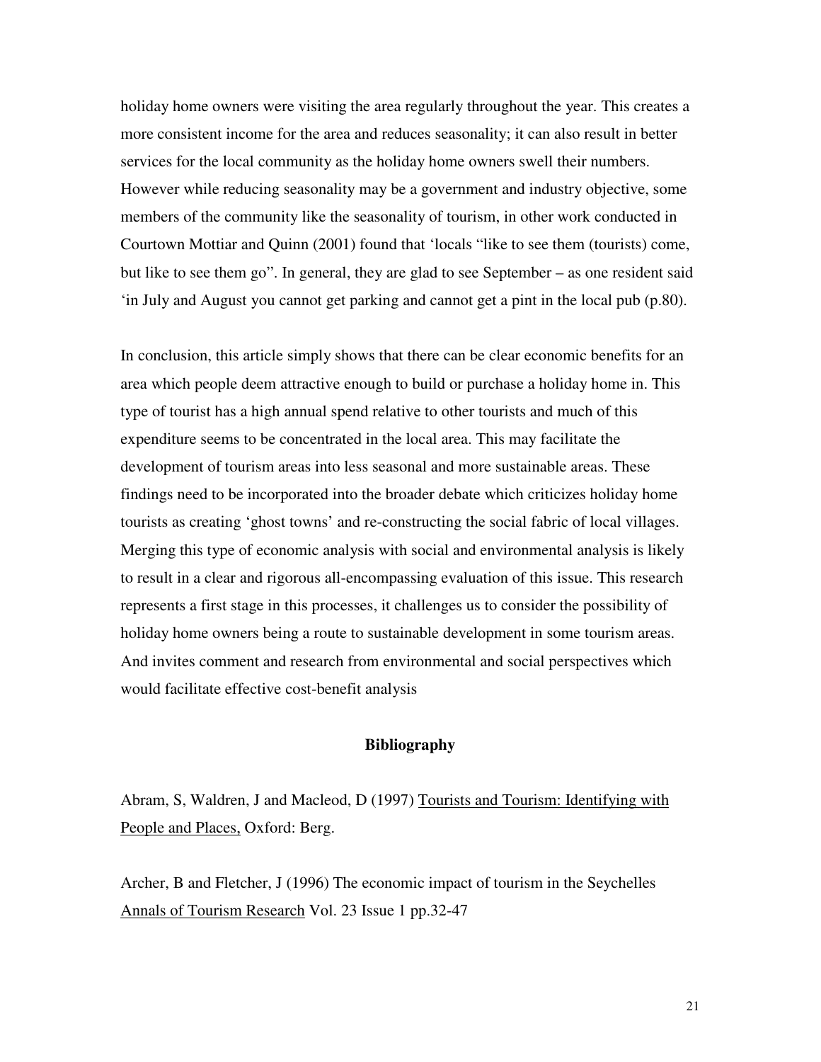holiday home owners were visiting the area regularly throughout the year. This creates a more consistent income for the area and reduces seasonality; it can also result in better services for the local community as the holiday home owners swell their numbers. However while reducing seasonality may be a government and industry objective, some members of the community like the seasonality of tourism, in other work conducted in Courtown Mottiar and Quinn (2001) found that 'locals "like to see them (tourists) come, but like to see them go". In general, they are glad to see September – as one resident said 'in July and August you cannot get parking and cannot get a pint in the local pub (p.80).

In conclusion, this article simply shows that there can be clear economic benefits for an area which people deem attractive enough to build or purchase a holiday home in. This type of tourist has a high annual spend relative to other tourists and much of this expenditure seems to be concentrated in the local area. This may facilitate the development of tourism areas into less seasonal and more sustainable areas. These findings need to be incorporated into the broader debate which criticizes holiday home tourists as creating 'ghost towns' and re-constructing the social fabric of local villages. Merging this type of economic analysis with social and environmental analysis is likely to result in a clear and rigorous all-encompassing evaluation of this issue. This research represents a first stage in this processes, it challenges us to consider the possibility of holiday home owners being a route to sustainable development in some tourism areas. And invites comment and research from environmental and social perspectives which would facilitate effective cost-benefit analysis

## Bibliography

Abram, S, Waldren, J and Macleod, D (1997) Tourists and Tourism: Identifying with People and Places, Oxford: Berg.

Archer, B and Fletcher, J (1996) The economic impact of tourism in the Seychelles Annals of Tourism Research Vol. 23 Issue 1 pp.32-47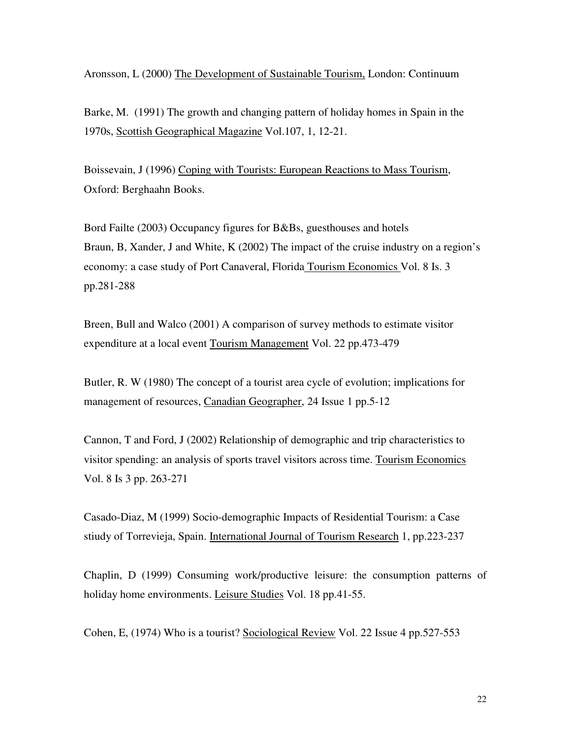Aronsson, L (2000) The Development of Sustainable Tourism, London: Continuum

Barke, M. (1991) The growth and changing pattern of holiday homes in Spain in the 1970s, Scottish Geographical Magazine Vol.107, 1, 12-21.

Boissevain, J (1996) Coping with Tourists: European Reactions to Mass Tourism, Oxford: Berghaahn Books.

Bord Failte (2003) Occupancy figures for B&Bs, guesthouses and hotels
Braun, B, Xander, J and White, K (2002) The impact of the cruise industry on a region's economy: a case study of Port Canaveral, Florida Tourism Economics Vol. 8 Is. 3 pp.281-288

Breen, Bull and Walco (2001) A comparison of survey methods to estimate visitor expenditure at a local event Tourism Management Vol. 22 pp.473-479

Butler, R. W (1980) The concept of a tourist area cycle of evolution; implications for management of resources, Canadian Geographer, 24 Issue 1 pp.5-12

Cannon, T and Ford, J (2002) Relationship of demographic and trip characteristics to visitor spending: an analysis of sports travel visitors across time. Tourism Economics Vol. 8 Is 3 pp. 263-271

Casado-Diaz, M (1999) Socio-demographic Impacts of Residential Tourism: a Case stiudy of Torrevieja, Spain. International Journal of Tourism Research 1, pp.223-237

Chaplin, D (1999) Consuming work/productive leisure: the consumption patterns of holiday home environments. Leisure Studies Vol. 18 pp.41-55.

Cohen, E, (1974) Who is a tourist? Sociological Review Vol. 22 Issue 4 pp.527-553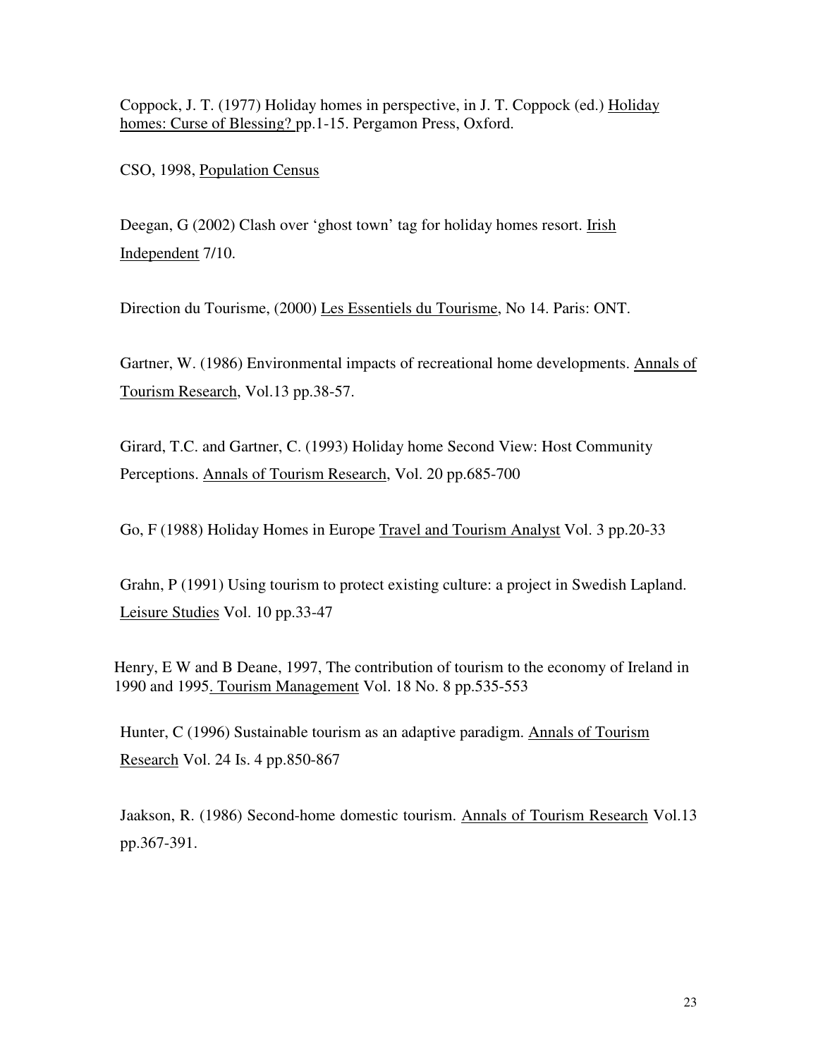Coppock, J. T. (1977) Holiday homes in perspective, in J. T. Coppock (ed.) Holiday homes: Curse of Blessing? pp.1-15. Pergamon Press, Oxford.

CSO, 1998, Population Census

Deegan, G (2002) Clash over 'ghost town' tag for holiday homes resort. Irish Independent 7/10.

Direction du Tourisme, (2000) Les Essentiels du Tourisme, No 14. Paris: ONT.

Gartner, W. (1986) Environmental impacts of recreational home developments. Annals of Tourism Research, Vol.13 pp.38-57.

Girard, T.C. and Gartner, C. (1993) Holiday home Second View: Host Community Perceptions. Annals of Tourism Research, Vol. 20 pp.685-700

Go, F (1988) Holiday Homes in Europe Travel and Tourism Analyst Vol. 3 pp.20-33

Grahn, P (1991) Using tourism to protect existing culture: a project in Swedish Lapland. Leisure Studies Vol. 10 pp.33-47

Henry, E W and B Deane, 1997, The contribution of tourism to the economy of Ireland in 1990 and 1995. Tourism Management Vol. 18 No. 8 pp.535-553

Hunter, C (1996) Sustainable tourism as an adaptive paradigm. Annals of Tourism Research Vol. 24 Is. 4 pp.850-867

Jaakson, R. (1986) Second-home domestic tourism. Annals of Tourism Research Vol.13 pp.367-391.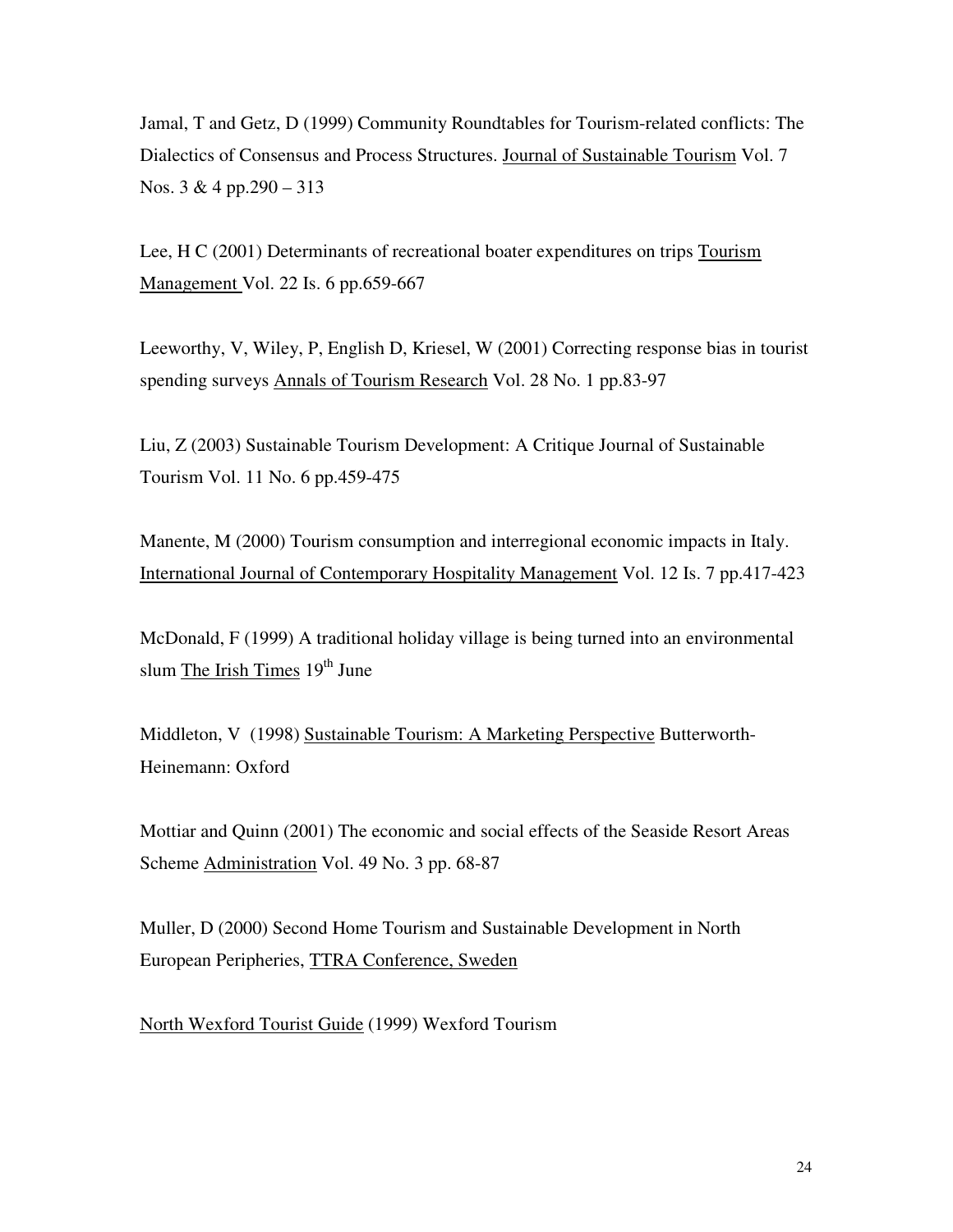Jamal, T and Getz, D (1999) Community Roundtables for Tourism-related conflicts: The Dialectics of Consensus and Process Structures. Journal of Sustainable Tourism Vol. 7 Nos. 3 & 4 pp.290 – 313

Lee, H C (2001) Determinants of recreational boater expenditures on trips Tourism Management Vol. 22 Is. 6 pp.659-667

Leeworthy, V, Wiley, P, English D, Kriesel, W (2001) Correcting response bias in tourist spending surveys Annals of Tourism Research Vol. 28 No. 1 pp.83-97

Liu, Z (2003) Sustainable Tourism Development: A Critique Journal of Sustainable Tourism Vol. 11 No. 6 pp.459-475

Manente, M (2000) Tourism consumption and interregional economic impacts in Italy. International Journal of Contemporary Hospitality Management Vol. 12 Is. 7 pp.417-423

McDonald, F (1999) A traditional holiday village is being turned into an environmental slum The Irish Times 19th June

Middleton, V (1998) Sustainable Tourism: A Marketing Perspective Butterworth-Heinemann: Oxford

Mottiar and Quinn (2001) The economic and social effects of the Seaside Resort Areas Scheme Administration Vol. 49 No. 3 pp. 68-87

Muller, D (2000) Second Home Tourism and Sustainable Development in North European Peripheries, TTRA Conference, Sweden

North Wexford Tourist Guide (1999) Wexford Tourism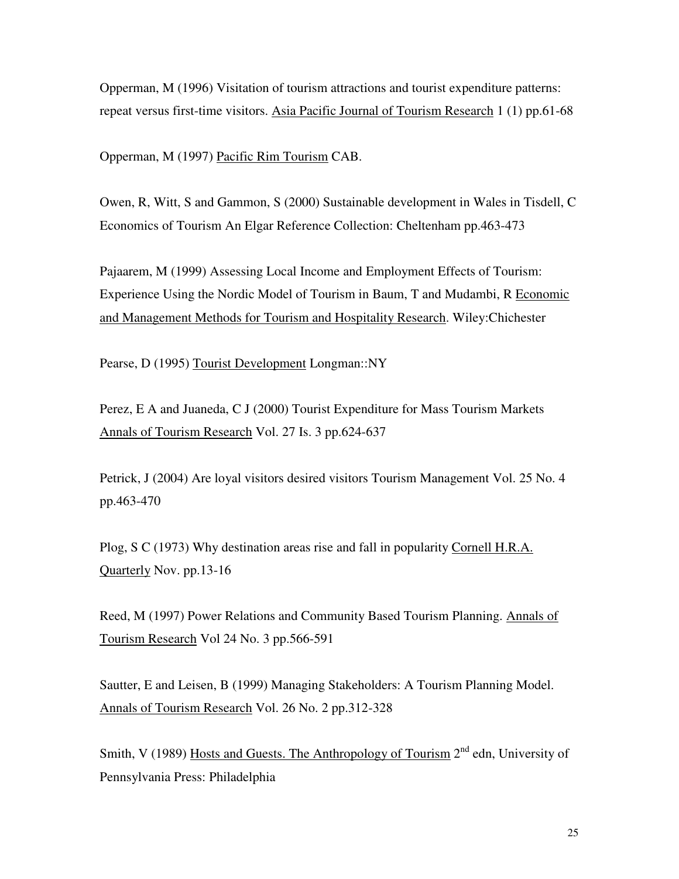Opperman, M (1996) Visitation of tourism attractions and tourist expenditure patterns: repeat versus first-time visitors. Asia Pacific Journal of Tourism Research 1 (1) pp.61-68

Opperman, M (1997) Pacific Rim Tourism CAB.

Owen, R, Witt, S and Gammon, S (2000) Sustainable development in Wales in Tisdell, C Economics of Tourism An Elgar Reference Collection: Cheltenham pp.463-473

Pajaarem, M (1999) Assessing Local Income and Employment Effects of Tourism: Experience Using the Nordic Model of Tourism in Baum, T and Mudambi, R Economic and Management Methods for Tourism and Hospitality Research. Wiley:Chichester

Pearse, D (1995) Tourist Development Longman::NY

Perez, E A and Juaneda, C J (2000) Tourist Expenditure for Mass Tourism Markets Annals of Tourism Research Vol. 27 Is. 3 pp.624-637

Petrick, J (2004) Are loyal visitors desired visitors Tourism Management Vol. 25 No. 4 pp.463-470

Plog, S C (1973) Why destination areas rise and fall in popularity Cornell H.R.A. Quarterly Nov. pp.13-16

Reed, M (1997) Power Relations and Community Based Tourism Planning. Annals of Tourism Research Vol 24 No. 3 pp.566-591

Sautter, E and Leisen, B (1999) Managing Stakeholders: A Tourism Planning Model. Annals of Tourism Research Vol. 26 No. 2 pp.312-328

Smith, V (1989) Hosts and Guests. The Anthropology of Tourism 2nd edn, University of Pennsylvania Press: Philadelphia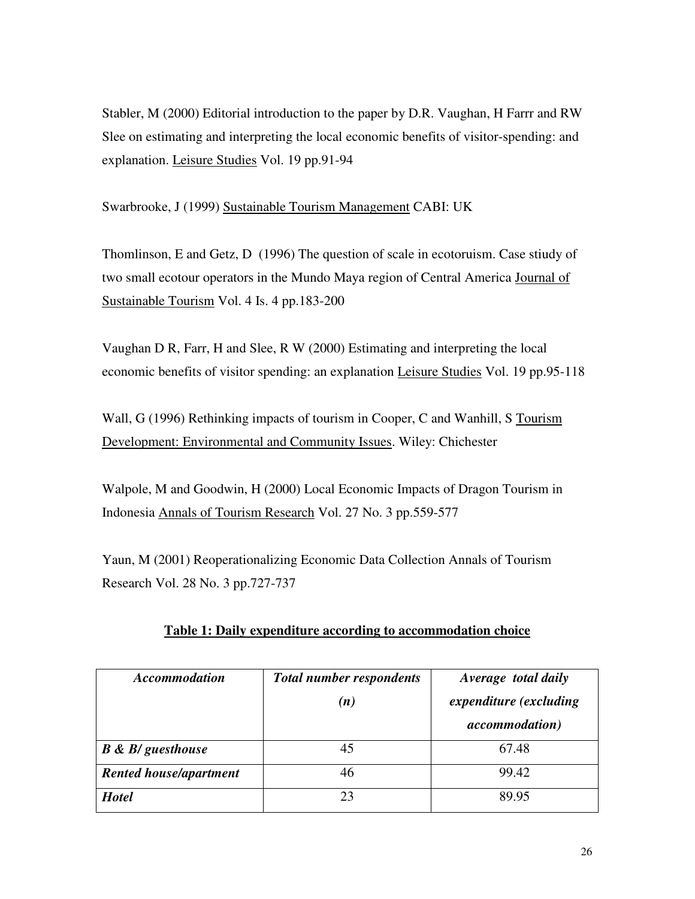Stabler, M (2000) Editorial introduction to the paper by D.R. Vaughan, H Farrr and RW Slee on estimating and interpreting the local economic benefits of visitor-spending: and explanation. Leisure Studies Vol. 19 pp.91-94

Swarbrooke, J (1999) Sustainable Tourism Management CABI: UK

Thomlinson, E and Getz, D (1996) The question of scale in ecotoruism. Case stiudy of two small ecotour operators in the Mundo Maya region of Central America Journal of Sustainable Tourism Vol. 4 Is. 4 pp.183-200

Vaughan D R, Farr, H and Slee, R W (2000) Estimating and interpreting the local economic benefits of visitor spending: an explanation Leisure Studies Vol. 19 pp.95-118

Wall, G (1996) Rethinking impacts of tourism in Cooper, C and Wanhill, S Tourism Development: Environmental and Community Issues. Wiley: Chichester

Walpole, M and Goodwin, H (2000) Local Economic Impacts of Dragon Tourism in Indonesia Annals of Tourism Research Vol. 27 No. 3 pp.559-577

Yaun, M (2001) Reoperationalizing Economic Data Collection Annals of Tourism Research Vol. 28 No. 3 pp.727-737

**Table 1: Daily expenditure according to accommodation choice**

| *Accommodation* | *Total number respondents (n)* | *Average total daily expenditure (excluding accommodation)* |
|---|---|---|
| ***B & B/ guesthouse*** | 45 | 67.48 |
| ***Rented house/apartment*** | 46 | 99.42 |
| ***Hotel*** | 23 | 89.95 |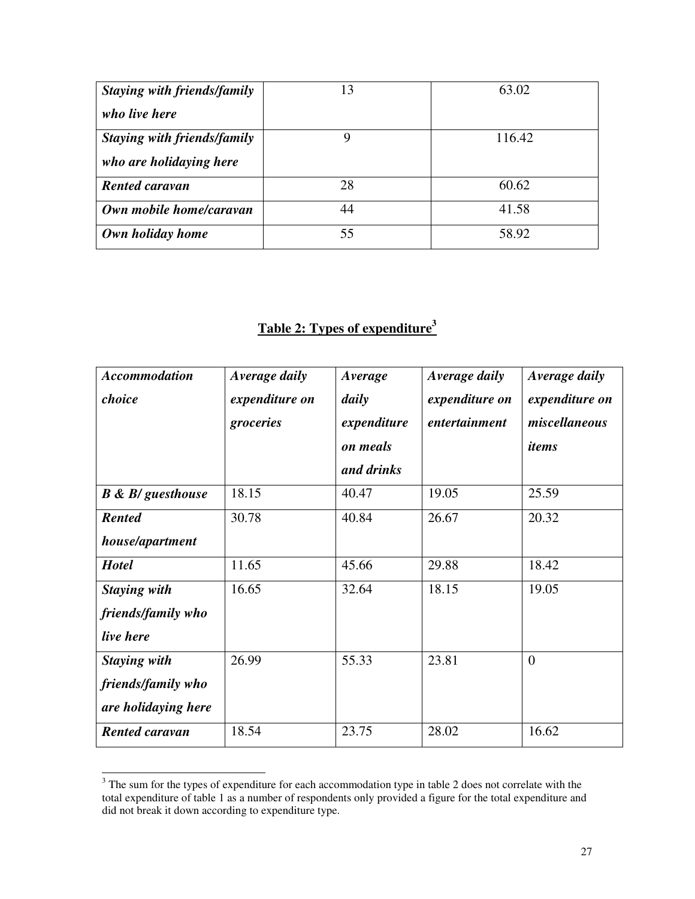| | | |
|---|---|---|
| ***Staying with friends/family who live here*** | 13 | 63.02 |
| ***Staying with friends/family who are holidaying here*** | 9 | 116.42 |
| ***Rented caravan*** | 28 | 60.62 |
| ***Own mobile home/caravan*** | 44 | 41.58 |
| ***Own holiday home*** | 55 | 58.92 |

**Table 2: Types of expenditure[3]**

| ***Accommodation choice*** | ***Average daily expenditure on groceries*** | ***Average daily expenditure on meals and drinks*** | ***Average daily expenditure on entertainment*** | ***Average daily expenditure on miscellaneous items*** |
|---|---|---|---|---|
| ***B & B/ guesthouse*** | 18.15 | 40.47 | 19.05 | 25.59 |
| ***Rented house/apartment*** | 30.78 | 40.84 | 26.67 | 20.32 |
| ***Hotel*** | 11.65 | 45.66 | 29.88 | 18.42 |
| ***Staying with friends/family who live here*** | 16.65 | 32.64 | 18.15 | 19.05 |
| ***Staying with friends/family who are holidaying here*** | 26.99 | 55.33 | 23.81 | 0 |
| ***Rented caravan*** | 18.54 | 23.75 | 28.02 | 16.62 |

[3] The sum for the types of expenditure for each accommodation type in table 2 does not correlate with the total expenditure of table 1 as a number of respondents only provided a figure for the total expenditure and did not break it down according to expenditure type.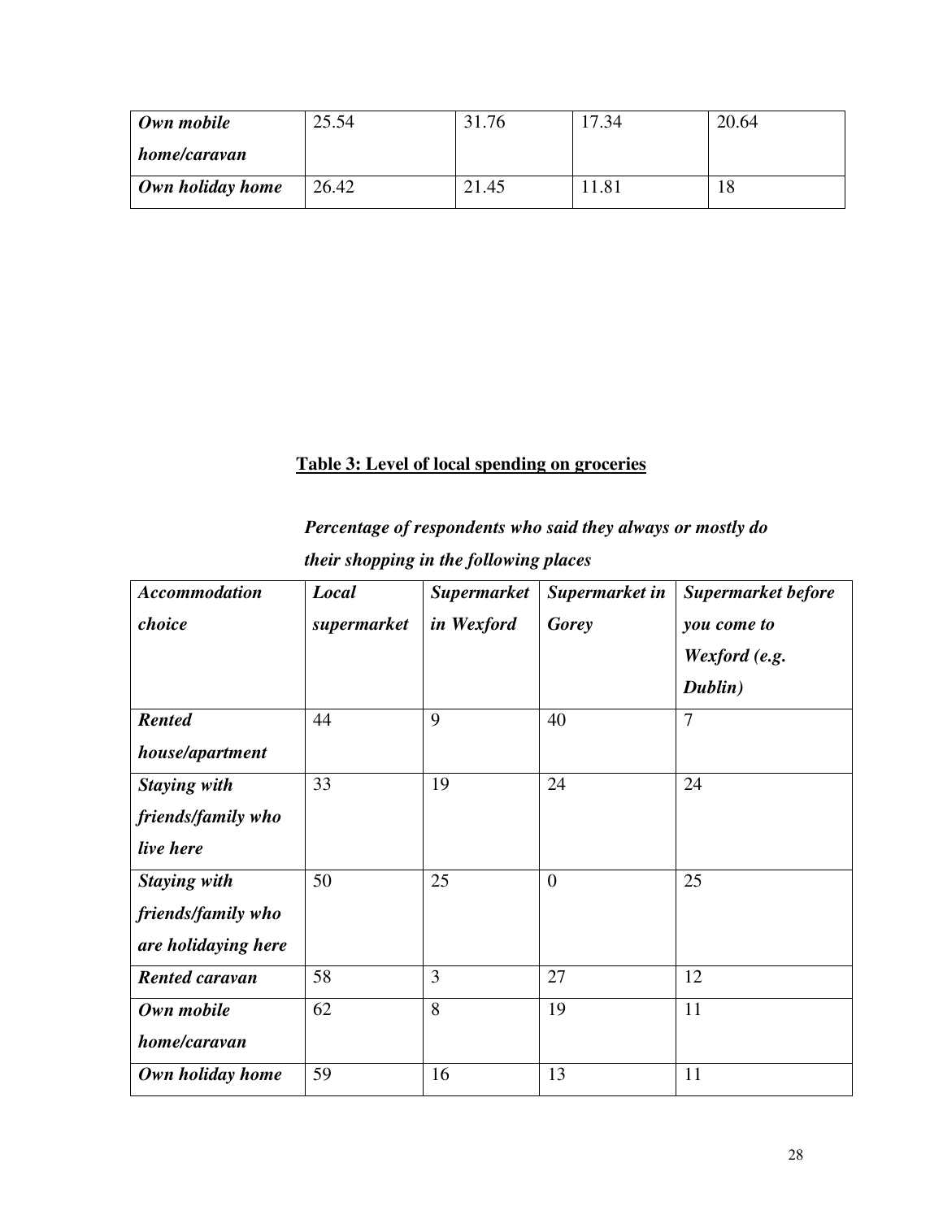| | | | | |
|---|---|---|---|---|
| ***Own mobile home/caravan*** | 25.54 | 31.76 | 17.34 | 20.64 |
| ***Own holiday home*** | 26.42 | 21.45 | 11.81 | 18 |

**Table 3: Level of local spending on groceries**

***Percentage of respondents who said they always or mostly do their shopping in the following places***

| *Accommodation choice* | *Local supermarket* | *Supermarket in Wexford* | *Supermarket in Gorey* | *Supermarket before you come to Wexford (e.g. Dublin)* |
|---|---|---|---|---|
| ***Rented house/apartment*** | 44 | 9 | 40 | 7 |
| ***Staying with friends/family who live here*** | 33 | 19 | 24 | 24 |
| ***Staying with friends/family who are holidaying here*** | 50 | 25 | 0 | 25 |
| ***Rented caravan*** | 58 | 3 | 27 | 12 |
| ***Own mobile home/caravan*** | 62 | 8 | 19 | 11 |
| ***Own holiday home*** | 59 | 16 | 13 | 11 |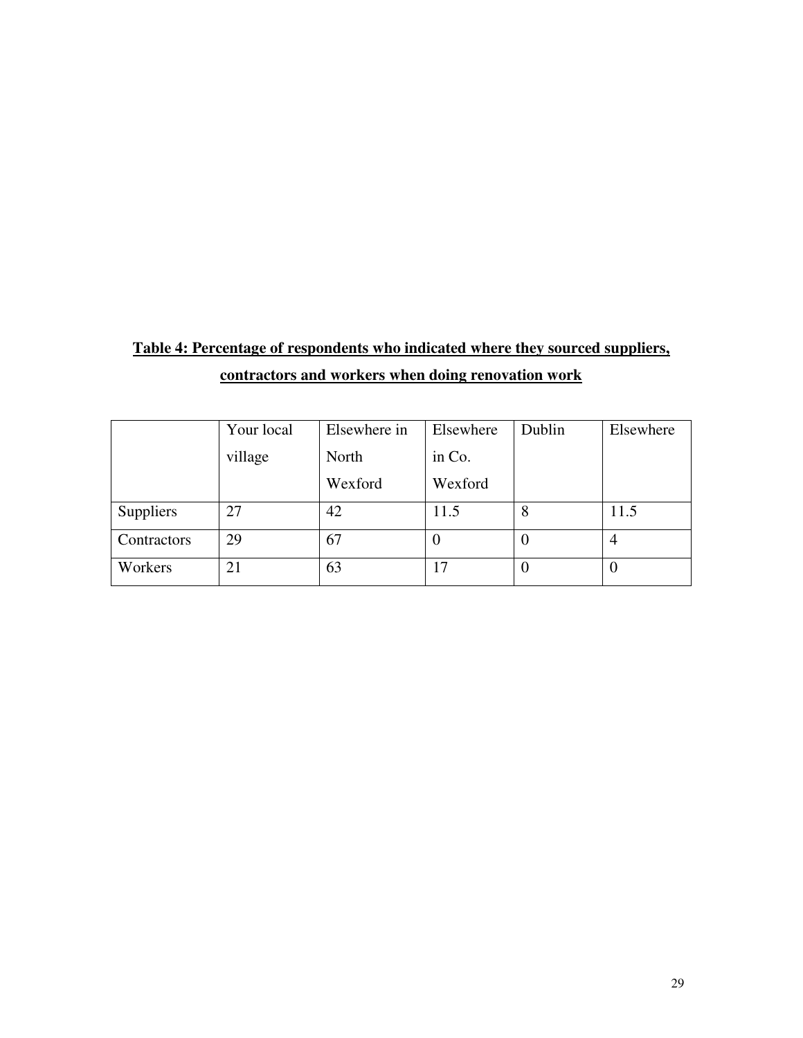**Table 4: Percentage of respondents who indicated where they sourced suppliers, contractors and workers when doing renovation work**

| | Your local village | Elsewhere in North Wexford | Elsewhere in Co. Wexford | Dublin | Elsewhere |
|---|---|---|---|---|---|
| Suppliers | 27 | 42 | 11.5 | 8 | 11.5 |
| Contractors | 29 | 67 | 0 | 0 | 4 |
| Workers | 21 | 63 | 17 | 0 | 0 |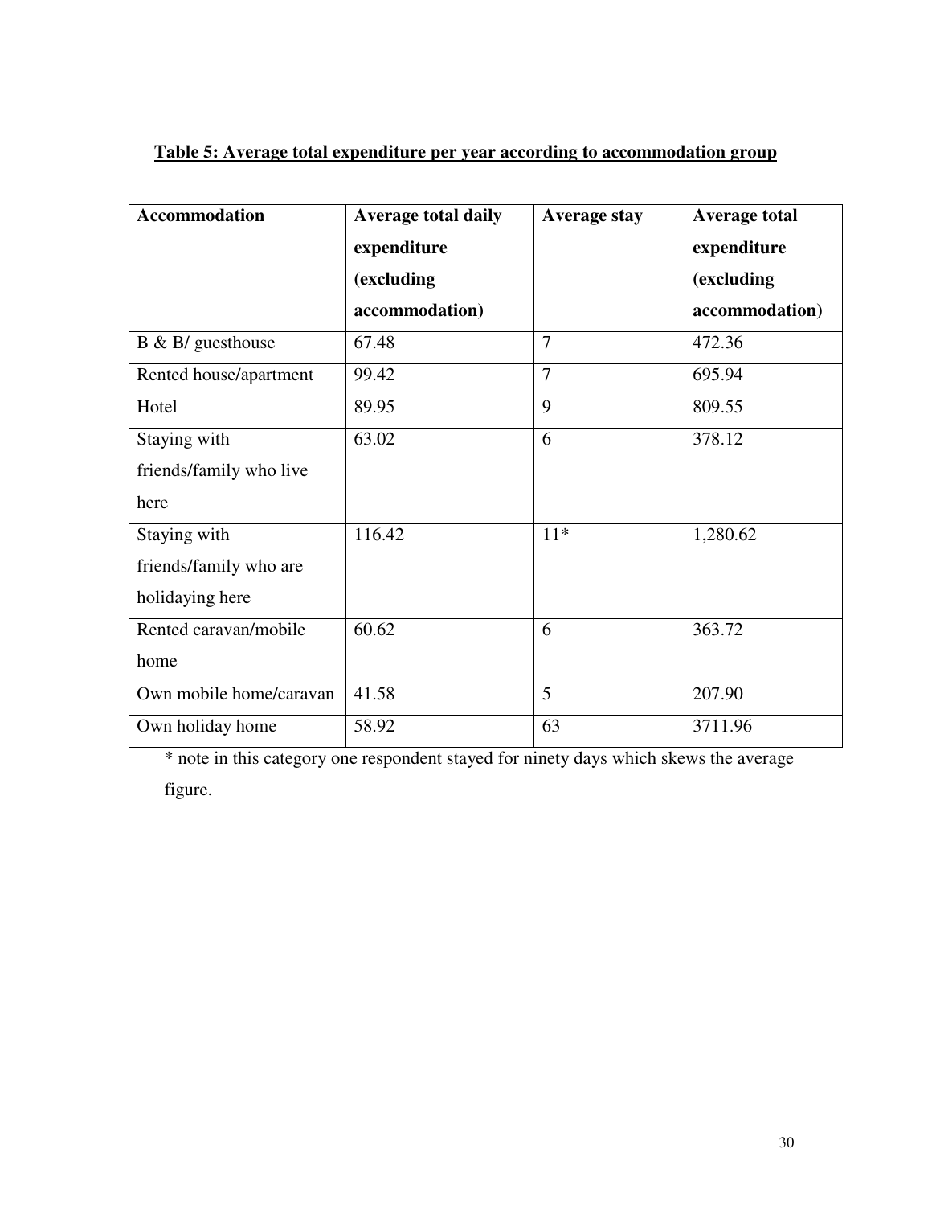**Table 5: Average total expenditure per year according to accommodation group**

| Accommodation | Average total daily expenditure (excluding accommodation) | Average stay | Average total expenditure (excluding accommodation) |
|---|---|---|---|
| B & B/ guesthouse | 67.48 | 7 | 472.36 |
| Rented house/apartment | 99.42 | 7 | 695.94 |
| Hotel | 89.95 | 9 | 809.55 |
| Staying with friends/family who live here | 63.02 | 6 | 378.12 |
| Staying with friends/family who are holidaying here | 116.42 | 11* | 1,280.62 |
| Rented caravan/mobile home | 60.62 | 6 | 363.72 |
| Own mobile home/caravan | 41.58 | 5 | 207.90 |
| Own holiday home | 58.92 | 63 | 3711.96 |

* note in this category one respondent stayed for ninety days which skews the average figure.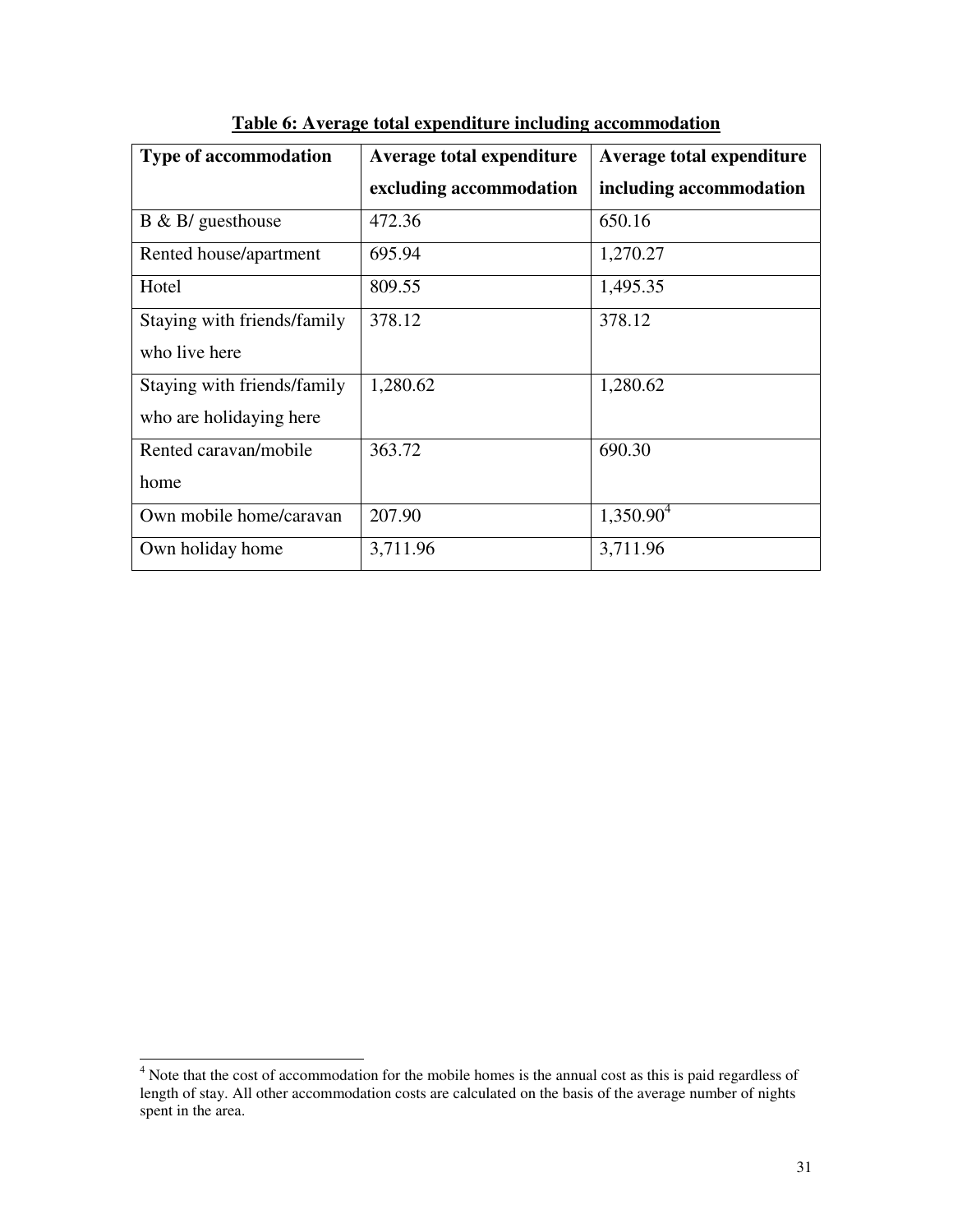**Table 6: Average total expenditure including accommodation**

| Type of accommodation | Average total expenditure excluding accommodation | Average total expenditure including accommodation |
|---|---|---|
| B & B/ guesthouse | 472.36 | 650.16 |
| Rented house/apartment | 695.94 | 1,270.27 |
| Hotel | 809.55 | 1,495.35 |
| Staying with friends/family who live here | 378.12 | 378.12 |
| Staying with friends/family who are holidaying here | 1,280.62 | 1,280.62 |
| Rented caravan/mobile home | 363.72 | 690.30 |
| Own mobile home/caravan | 207.90 | 1,350.90[4] |
| Own holiday home | 3,711.96 | 3,711.96 |

[4] Note that the cost of accommodation for the mobile homes is the annual cost as this is paid regardless of length of stay. All other accommodation costs are calculated on the basis of the average number of nights spent in the area.